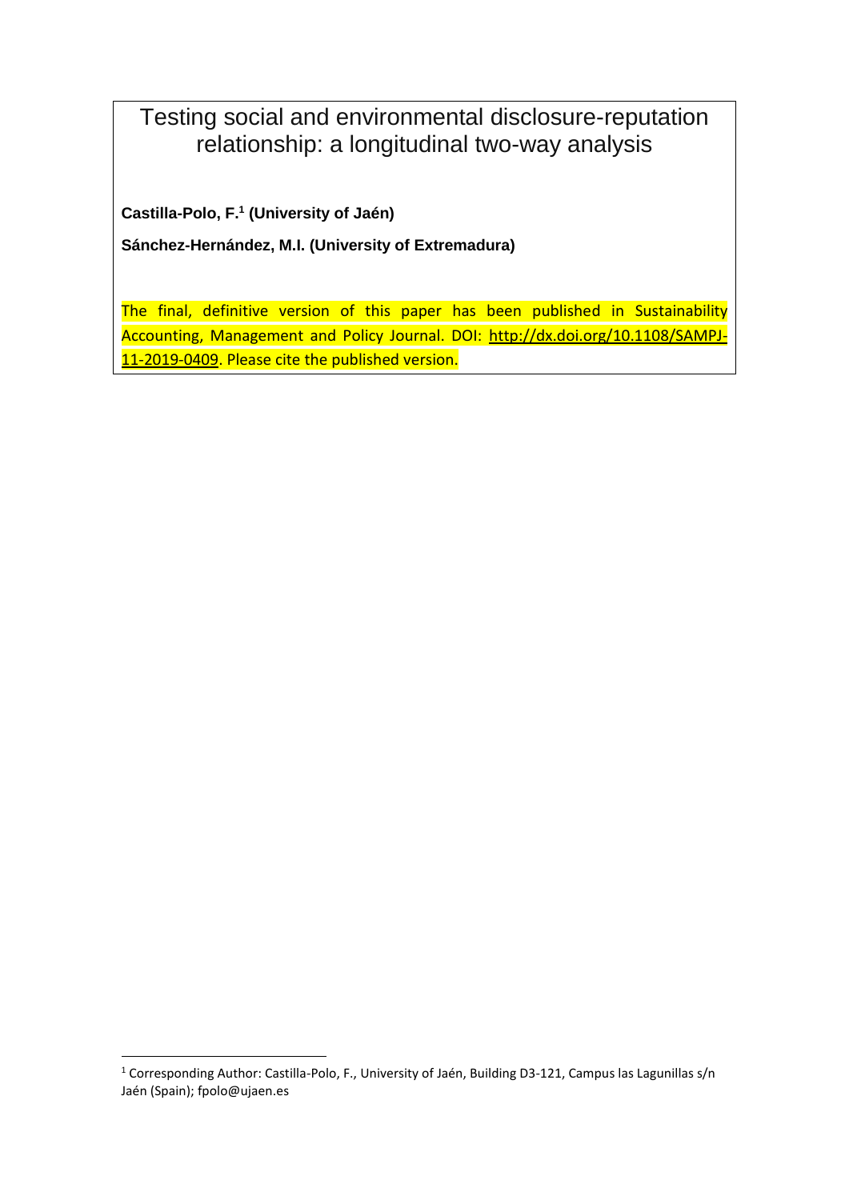# Testing social and environmental disclosure-reputation relationship: a longitudinal two-way analysis

**Castilla-Polo, F.[1] (University of Jaén)**

**Sánchez-Hernández, M.I. (University of Extremadura)**

The final, definitive version of this paper has been published in Sustainability Accounting, Management and Policy Journal. DOI: http://dx.doi.org/10.1108/SAMPJ-11-2019-0409. Please cite the published version.

[1] Corresponding Author: Castilla-Polo, F., University of Jaén, Building D3-121, Campus las Lagunillas s/n Jaén (Spain); fpolo@ujaen.es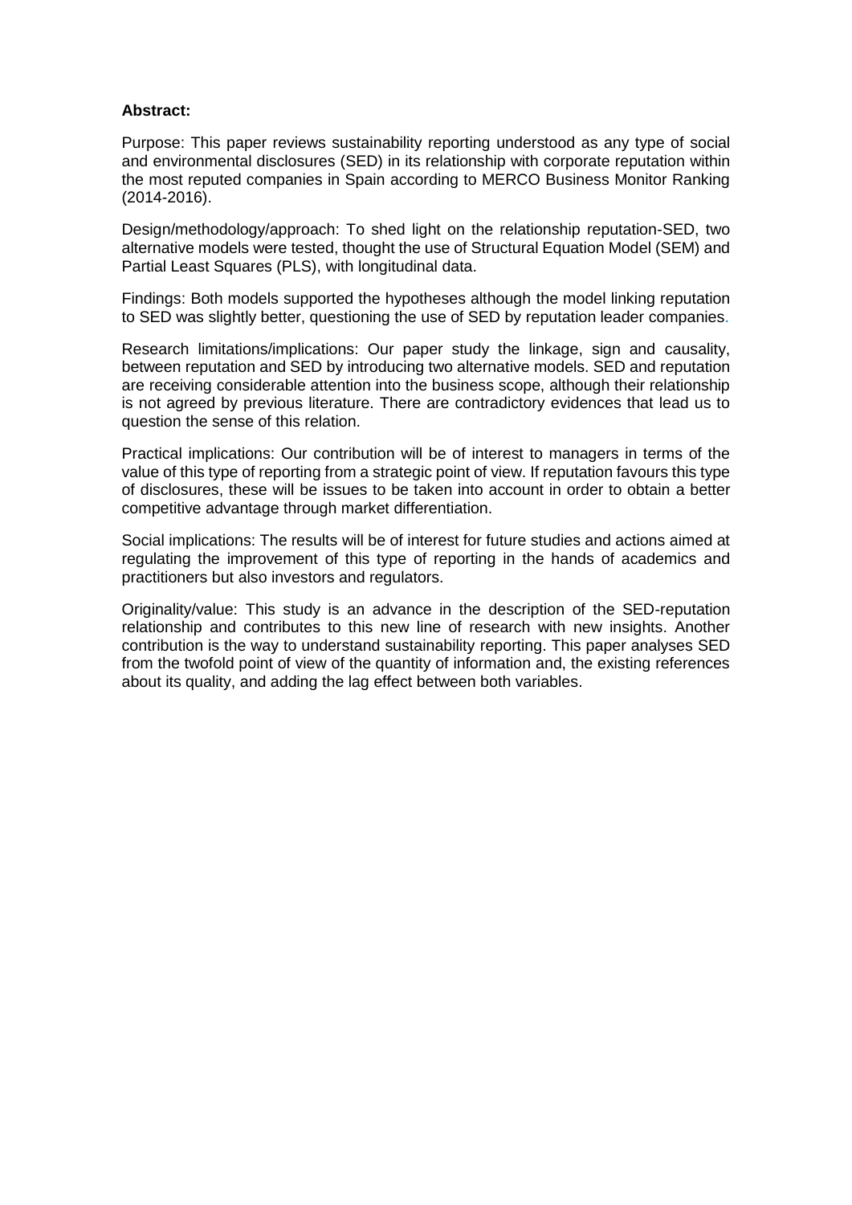**Abstract:**

Purpose: This paper reviews sustainability reporting understood as any type of social and environmental disclosures (SED) in its relationship with corporate reputation within the most reputed companies in Spain according to MERCO Business Monitor Ranking (2014-2016).

Design/methodology/approach: To shed light on the relationship reputation-SED, two alternative models were tested, thought the use of Structural Equation Model (SEM) and Partial Least Squares (PLS), with longitudinal data.

Findings: Both models supported the hypotheses although the model linking reputation to SED was slightly better, questioning the use of SED by reputation leader companies.

Research limitations/implications: Our paper study the linkage, sign and causality, between reputation and SED by introducing two alternative models. SED and reputation are receiving considerable attention into the business scope, although their relationship is not agreed by previous literature. There are contradictory evidences that lead us to question the sense of this relation.

Practical implications: Our contribution will be of interest to managers in terms of the value of this type of reporting from a strategic point of view. If reputation favours this type of disclosures, these will be issues to be taken into account in order to obtain a better competitive advantage through market differentiation.

Social implications: The results will be of interest for future studies and actions aimed at regulating the improvement of this type of reporting in the hands of academics and practitioners but also investors and regulators.

Originality/value: This study is an advance in the description of the SED-reputation relationship and contributes to this new line of research with new insights. Another contribution is the way to understand sustainability reporting. This paper analyses SED from the twofold point of view of the quantity of information and, the existing references about its quality, and adding the lag effect between both variables.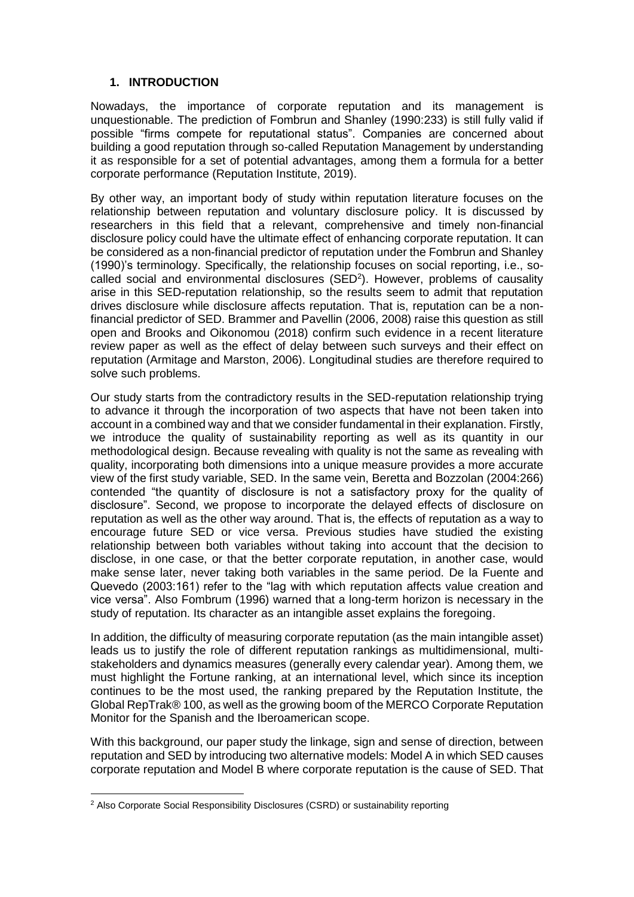## 1. INTRODUCTION

Nowadays, the importance of corporate reputation and its management is unquestionable. The prediction of Fombrun and Shanley (1990:233) is still fully valid if possible "firms compete for reputational status". Companies are concerned about building a good reputation through so-called Reputation Management by understanding it as responsible for a set of potential advantages, among them a formula for a better corporate performance (Reputation Institute, 2019).

By other way, an important body of study within reputation literature focuses on the relationship between reputation and voluntary disclosure policy. It is discussed by researchers in this field that a relevant, comprehensive and timely non-financial disclosure policy could have the ultimate effect of enhancing corporate reputation. It can be considered as a non-financial predictor of reputation under the Fombrun and Shanley (1990)'s terminology. Specifically, the relationship focuses on social reporting, i.e., so-called social and environmental disclosures (SED[2]). However, problems of causality arise in this SED-reputation relationship, so the results seem to admit that reputation drives disclosure while disclosure affects reputation. That is, reputation can be a non-financial predictor of SED. Brammer and Pavellin (2006, 2008) raise this question as still open and Brooks and Oikonomou (2018) confirm such evidence in a recent literature review paper as well as the effect of delay between such surveys and their effect on reputation (Armitage and Marston, 2006). Longitudinal studies are therefore required to solve such problems.

Our study starts from the contradictory results in the SED-reputation relationship trying to advance it through the incorporation of two aspects that have not been taken into account in a combined way and that we consider fundamental in their explanation. Firstly, we introduce the quality of sustainability reporting as well as its quantity in our methodological design. Because revealing with quality is not the same as revealing with quality, incorporating both dimensions into a unique measure provides a more accurate view of the first study variable, SED. In the same vein, Beretta and Bozzolan (2004:266) contended "the quantity of disclosure is not a satisfactory proxy for the quality of disclosure". Second, we propose to incorporate the delayed effects of disclosure on reputation as well as the other way around. That is, the effects of reputation as a way to encourage future SED or vice versa. Previous studies have studied the existing relationship between both variables without taking into account that the decision to disclose, in one case, or that the better corporate reputation, in another case, would make sense later, never taking both variables in the same period. De la Fuente and Quevedo (2003:161) refer to the "lag with which reputation affects value creation and vice versa". Also Fombrum (1996) warned that a long-term horizon is necessary in the study of reputation. Its character as an intangible asset explains the foregoing.

In addition, the difficulty of measuring corporate reputation (as the main intangible asset) leads us to justify the role of different reputation rankings as multidimensional, multi-stakeholders and dynamics measures (generally every calendar year). Among them, we must highlight the Fortune ranking, at an international level, which since its inception continues to be the most used, the ranking prepared by the Reputation Institute, the Global RepTrak® 100, as well as the growing boom of the MERCO Corporate Reputation Monitor for the Spanish and the Iberoamerican scope.

With this background, our paper study the linkage, sign and sense of direction, between reputation and SED by introducing two alternative models: Model A in which SED causes corporate reputation and Model B where corporate reputation is the cause of SED. That

[2] Also Corporate Social Responsibility Disclosures (CSRD) or sustainability reporting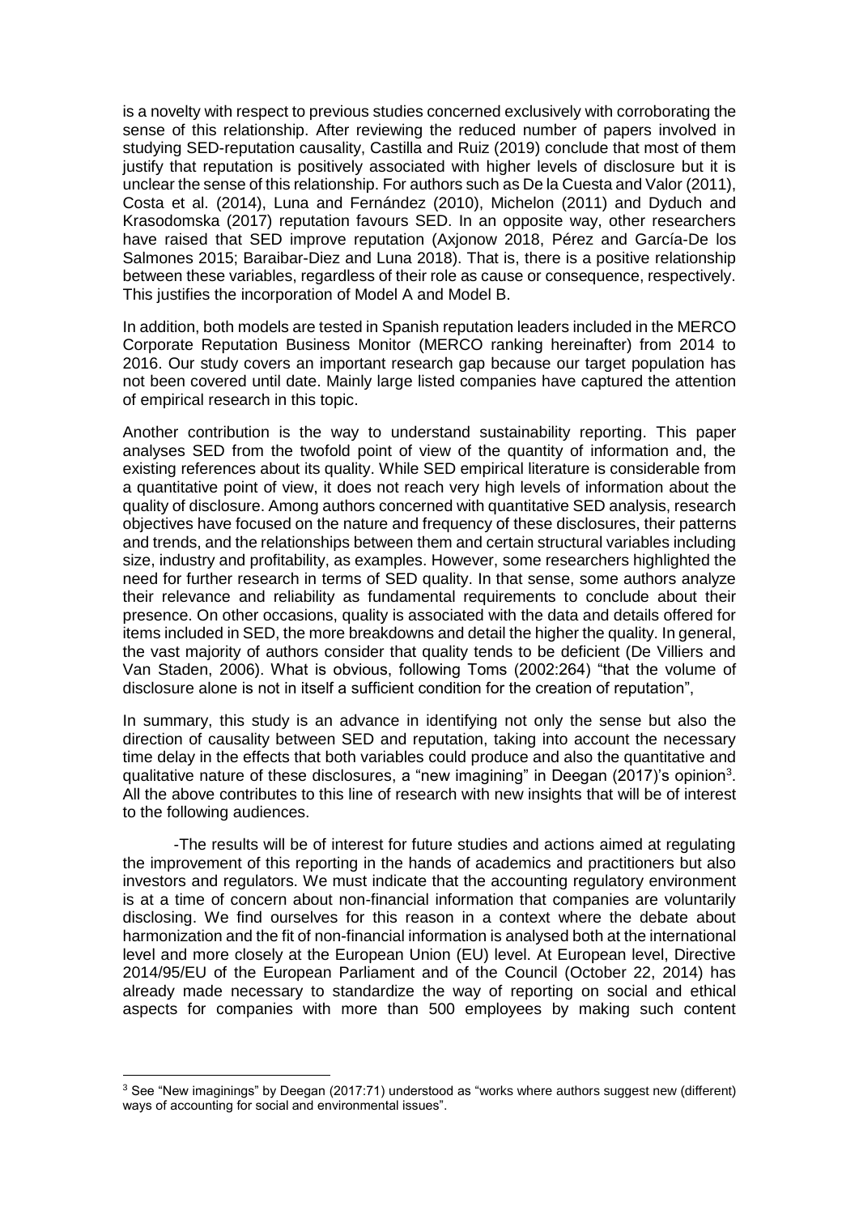is a novelty with respect to previous studies concerned exclusively with corroborating the sense of this relationship. After reviewing the reduced number of papers involved in studying SED-reputation causality, Castilla and Ruiz (2019) conclude that most of them justify that reputation is positively associated with higher levels of disclosure but it is unclear the sense of this relationship. For authors such as De la Cuesta and Valor (2011), Costa et al. (2014), Luna and Fernández (2010), Michelon (2011) and Dyduch and Krasodomska (2017) reputation favours SED. In an opposite way, other researchers have raised that SED improve reputation (Axjonow 2018, Pérez and García-De los Salmones 2015; Baraibar-Diez and Luna 2018). That is, there is a positive relationship between these variables, regardless of their role as cause or consequence, respectively. This justifies the incorporation of Model A and Model B.

In addition, both models are tested in Spanish reputation leaders included in the MERCO Corporate Reputation Business Monitor (MERCO ranking hereinafter) from 2014 to 2016. Our study covers an important research gap because our target population has not been covered until date. Mainly large listed companies have captured the attention of empirical research in this topic.

Another contribution is the way to understand sustainability reporting. This paper analyses SED from the twofold point of view of the quantity of information and, the existing references about its quality. While SED empirical literature is considerable from a quantitative point of view, it does not reach very high levels of information about the quality of disclosure. Among authors concerned with quantitative SED analysis, research objectives have focused on the nature and frequency of these disclosures, their patterns and trends, and the relationships between them and certain structural variables including size, industry and profitability, as examples. However, some researchers highlighted the need for further research in terms of SED quality. In that sense, some authors analyze their relevance and reliability as fundamental requirements to conclude about their presence. On other occasions, quality is associated with the data and details offered for items included in SED, the more breakdowns and detail the higher the quality. In general, the vast majority of authors consider that quality tends to be deficient (De Villiers and Van Staden, 2006). What is obvious, following Toms (2002:264) "that the volume of disclosure alone is not in itself a sufficient condition for the creation of reputation",

In summary, this study is an advance in identifying not only the sense but also the direction of causality between SED and reputation, taking into account the necessary time delay in the effects that both variables could produce and also the quantitative and qualitative nature of these disclosures, a "new imagining" in Deegan (2017)'s opinion[3]. All the above contributes to this line of research with new insights that will be of interest to the following audiences.

-The results will be of interest for future studies and actions aimed at regulating the improvement of this reporting in the hands of academics and practitioners but also investors and regulators. We must indicate that the accounting regulatory environment is at a time of concern about non-financial information that companies are voluntarily disclosing. We find ourselves for this reason in a context where the debate about harmonization and the fit of non-financial information is analysed both at the international level and more closely at the European Union (EU) level. At European level, Directive 2014/95/EU of the European Parliament and of the Council (October 22, 2014) has already made necessary to standardize the way of reporting on social and ethical aspects for companies with more than 500 employees by making such content

[3] See "New imaginings" by Deegan (2017:71) understood as "works where authors suggest new (different) ways of accounting for social and environmental issues".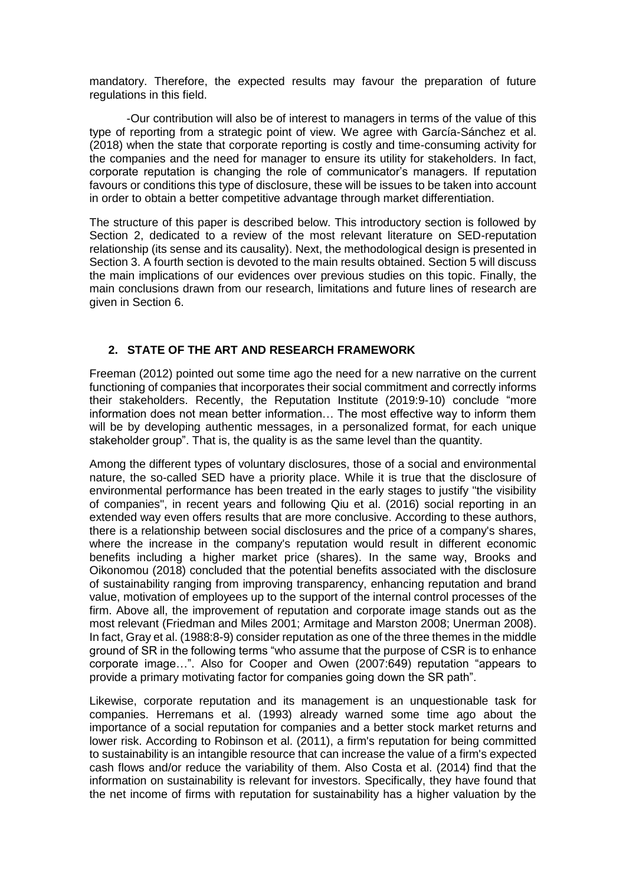mandatory. Therefore, the expected results may favour the preparation of future regulations in this field.

-Our contribution will also be of interest to managers in terms of the value of this type of reporting from a strategic point of view. We agree with García-Sánchez et al. (2018) when the state that corporate reporting is costly and time-consuming activity for the companies and the need for manager to ensure its utility for stakeholders. In fact, corporate reputation is changing the role of communicator's managers. If reputation favours or conditions this type of disclosure, these will be issues to be taken into account in order to obtain a better competitive advantage through market differentiation.

The structure of this paper is described below. This introductory section is followed by Section 2, dedicated to a review of the most relevant literature on SED-reputation relationship (its sense and its causality). Next, the methodological design is presented in Section 3. A fourth section is devoted to the main results obtained. Section 5 will discuss the main implications of our evidences over previous studies on this topic. Finally, the main conclusions drawn from our research, limitations and future lines of research are given in Section 6.

## 2. STATE OF THE ART AND RESEARCH FRAMEWORK

Freeman (2012) pointed out some time ago the need for a new narrative on the current functioning of companies that incorporates their social commitment and correctly informs their stakeholders. Recently, the Reputation Institute (2019:9-10) conclude "more information does not mean better information… The most effective way to inform them will be by developing authentic messages, in a personalized format, for each unique stakeholder group". That is, the quality is as the same level than the quantity.

Among the different types of voluntary disclosures, those of a social and environmental nature, the so-called SED have a priority place. While it is true that the disclosure of environmental performance has been treated in the early stages to justify "the visibility of companies", in recent years and following Qiu et al. (2016) social reporting in an extended way even offers results that are more conclusive. According to these authors, there is a relationship between social disclosures and the price of a company's shares, where the increase in the company's reputation would result in different economic benefits including a higher market price (shares). In the same way, Brooks and Oikonomou (2018) concluded that the potential benefits associated with the disclosure of sustainability ranging from improving transparency, enhancing reputation and brand value, motivation of employees up to the support of the internal control processes of the firm. Above all, the improvement of reputation and corporate image stands out as the most relevant (Friedman and Miles 2001; Armitage and Marston 2008; Unerman 2008). In fact, Gray et al. (1988:8-9) consider reputation as one of the three themes in the middle ground of SR in the following terms "who assume that the purpose of CSR is to enhance corporate image…". Also for Cooper and Owen (2007:649) reputation "appears to provide a primary motivating factor for companies going down the SR path".

Likewise, corporate reputation and its management is an unquestionable task for companies. Herremans et al. (1993) already warned some time ago about the importance of a social reputation for companies and a better stock market returns and lower risk. According to Robinson et al. (2011), a firm's reputation for being committed to sustainability is an intangible resource that can increase the value of a firm's expected cash flows and/or reduce the variability of them. Also Costa et al. (2014) find that the information on sustainability is relevant for investors. Specifically, they have found that the net income of firms with reputation for sustainability has a higher valuation by the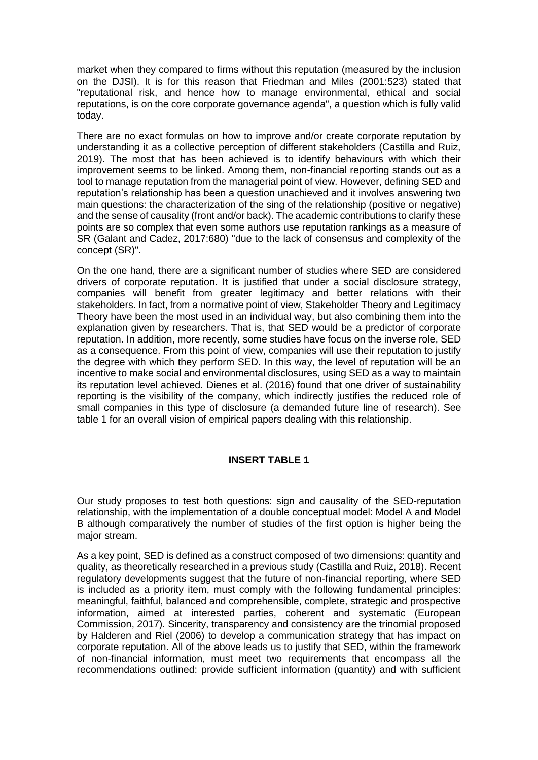market when they compared to firms without this reputation (measured by the inclusion on the DJSI). It is for this reason that Friedman and Miles (2001:523) stated that "reputational risk, and hence how to manage environmental, ethical and social reputations, is on the core corporate governance agenda", a question which is fully valid today.

There are no exact formulas on how to improve and/or create corporate reputation by understanding it as a collective perception of different stakeholders (Castilla and Ruiz, 2019). The most that has been achieved is to identify behaviours with which their improvement seems to be linked. Among them, non-financial reporting stands out as a tool to manage reputation from the managerial point of view. However, defining SED and reputation's relationship has been a question unachieved and it involves answering two main questions: the characterization of the sing of the relationship (positive or negative) and the sense of causality (front and/or back). The academic contributions to clarify these points are so complex that even some authors use reputation rankings as a measure of SR (Galant and Cadez, 2017:680) "due to the lack of consensus and complexity of the concept (SR)".

On the one hand, there are a significant number of studies where SED are considered drivers of corporate reputation. It is justified that under a social disclosure strategy, companies will benefit from greater legitimacy and better relations with their stakeholders. In fact, from a normative point of view, Stakeholder Theory and Legitimacy Theory have been the most used in an individual way, but also combining them into the explanation given by researchers. That is, that SED would be a predictor of corporate reputation. In addition, more recently, some studies have focus on the inverse role, SED as a consequence. From this point of view, companies will use their reputation to justify the degree with which they perform SED. In this way, the level of reputation will be an incentive to make social and environmental disclosures, using SED as a way to maintain its reputation level achieved. Dienes et al. (2016) found that one driver of sustainability reporting is the visibility of the company, which indirectly justifies the reduced role of small companies in this type of disclosure (a demanded future line of research). See table 1 for an overall vision of empirical papers dealing with this relationship.

**INSERT TABLE 1**

Our study proposes to test both questions: sign and causality of the SED-reputation relationship, with the implementation of a double conceptual model: Model A and Model B although comparatively the number of studies of the first option is higher being the major stream.

As a key point, SED is defined as a construct composed of two dimensions: quantity and quality, as theoretically researched in a previous study (Castilla and Ruiz, 2018). Recent regulatory developments suggest that the future of non-financial reporting, where SED is included as a priority item, must comply with the following fundamental principles: meaningful, faithful, balanced and comprehensible, complete, strategic and prospective information, aimed at interested parties, coherent and systematic (European Commission, 2017). Sincerity, transparency and consistency are the trinomial proposed by Halderen and Riel (2006) to develop a communication strategy that has impact on corporate reputation. All of the above leads us to justify that SED, within the framework of non-financial information, must meet two requirements that encompass all the recommendations outlined: provide sufficient information (quantity) and with sufficient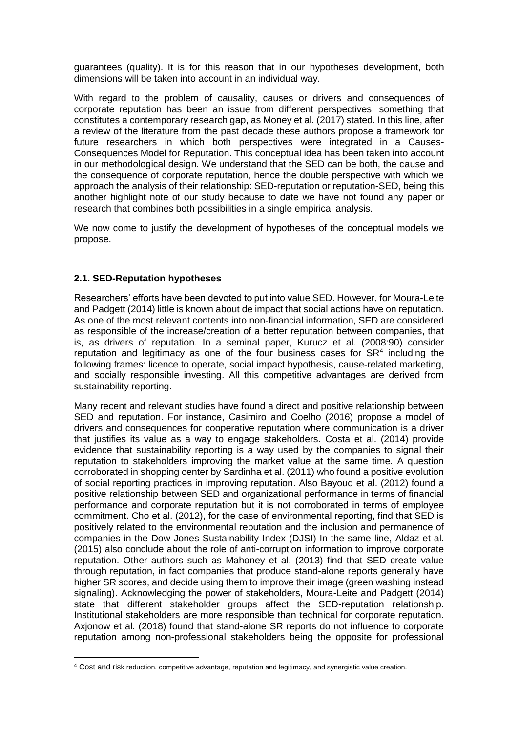guarantees (quality). It is for this reason that in our hypotheses development, both dimensions will be taken into account in an individual way.

With regard to the problem of causality, causes or drivers and consequences of corporate reputation has been an issue from different perspectives, something that constitutes a contemporary research gap, as Money et al. (2017) stated. In this line, after a review of the literature from the past decade these authors propose a framework for future researchers in which both perspectives were integrated in a Causes-Consequences Model for Reputation. This conceptual idea has been taken into account in our methodological design. We understand that the SED can be both, the cause and the consequence of corporate reputation, hence the double perspective with which we approach the analysis of their relationship: SED-reputation or reputation-SED, being this another highlight note of our study because to date we have not found any paper or research that combines both possibilities in a single empirical analysis.

We now come to justify the development of hypotheses of the conceptual models we propose.

### 2.1. SED-Reputation hypotheses

Researchers' efforts have been devoted to put into value SED. However, for Moura-Leite and Padgett (2014) little is known about de impact that social actions have on reputation. As one of the most relevant contents into non-financial information, SED are considered as responsible of the increase/creation of a better reputation between companies, that is, as drivers of reputation. In a seminal paper, Kurucz et al. (2008:90) consider reputation and legitimacy as one of the four business cases for SR[4] including the following frames: licence to operate, social impact hypothesis, cause-related marketing, and socially responsible investing. All this competitive advantages are derived from sustainability reporting.

Many recent and relevant studies have found a direct and positive relationship between SED and reputation. For instance, Casimiro and Coelho (2016) propose a model of drivers and consequences for cooperative reputation where communication is a driver that justifies its value as a way to engage stakeholders. Costa et al. (2014) provide evidence that sustainability reporting is a way used by the companies to signal their reputation to stakeholders improving the market value at the same time. A question corroborated in shopping center by Sardinha et al. (2011) who found a positive evolution of social reporting practices in improving reputation. Also Bayoud et al. (2012) found a positive relationship between SED and organizational performance in terms of financial performance and corporate reputation but it is not corroborated in terms of employee commitment. Cho et al. (2012), for the case of environmental reporting, find that SED is positively related to the environmental reputation and the inclusion and permanence of companies in the Dow Jones Sustainability Index (DJSI) In the same line, Aldaz et al. (2015) also conclude about the role of anti-corruption information to improve corporate reputation. Other authors such as Mahoney et al. (2013) find that SED create value through reputation, in fact companies that produce stand-alone reports generally have higher SR scores, and decide using them to improve their image (green washing instead signaling). Acknowledging the power of stakeholders, Moura-Leite and Padgett (2014) state that different stakeholder groups affect the SED-reputation relationship. Institutional stakeholders are more responsible than technical for corporate reputation. Axjonow et al. (2018) found that stand-alone SR reports do not influence to corporate reputation among non-professional stakeholders being the opposite for professional

---

[4] Cost and risk reduction, competitive advantage, reputation and legitimacy, and synergistic value creation.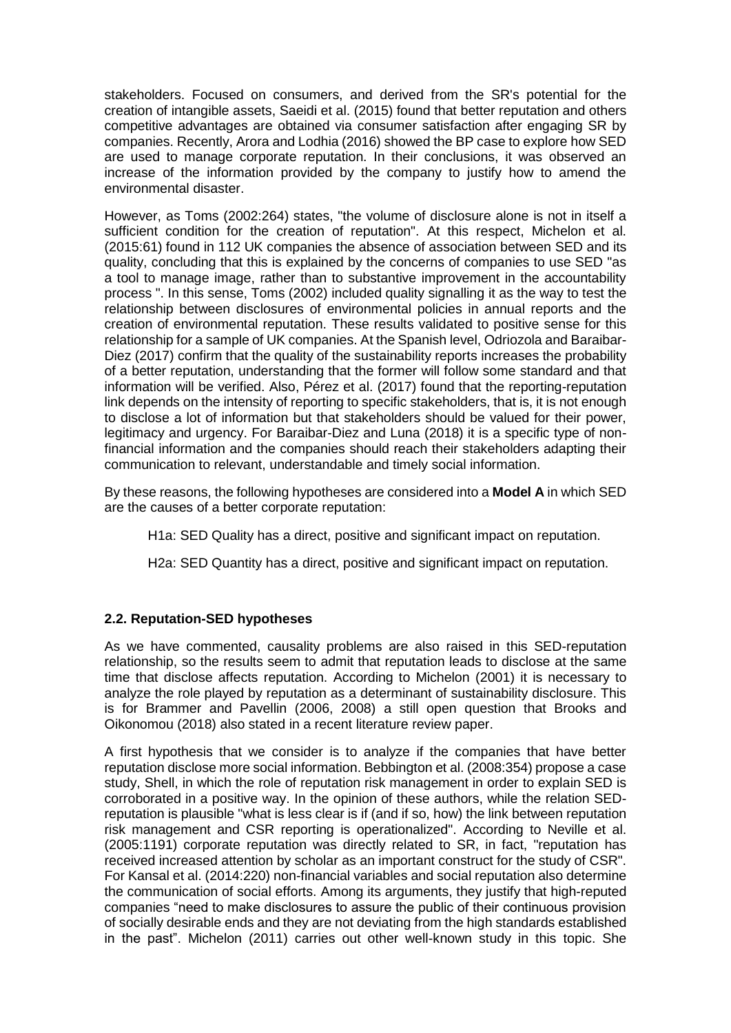stakeholders. Focused on consumers, and derived from the SR's potential for the creation of intangible assets, Saeidi et al. (2015) found that better reputation and others competitive advantages are obtained via consumer satisfaction after engaging SR by companies. Recently, Arora and Lodhia (2016) showed the BP case to explore how SED are used to manage corporate reputation. In their conclusions, it was observed an increase of the information provided by the company to justify how to amend the environmental disaster.

However, as Toms (2002:264) states, "the volume of disclosure alone is not in itself a sufficient condition for the creation of reputation". At this respect, Michelon et al. (2015:61) found in 112 UK companies the absence of association between SED and its quality, concluding that this is explained by the concerns of companies to use SED "as a tool to manage image, rather than to substantive improvement in the accountability process ". In this sense, Toms (2002) included quality signalling it as the way to test the relationship between disclosures of environmental policies in annual reports and the creation of environmental reputation. These results validated to positive sense for this relationship for a sample of UK companies. At the Spanish level, Odriozola and Baraibar-Diez (2017) confirm that the quality of the sustainability reports increases the probability of a better reputation, understanding that the former will follow some standard and that information will be verified. Also, Pérez et al. (2017) found that the reporting-reputation link depends on the intensity of reporting to specific stakeholders, that is, it is not enough to disclose a lot of information but that stakeholders should be valued for their power, legitimacy and urgency. For Baraibar-Diez and Luna (2018) it is a specific type of non-financial information and the companies should reach their stakeholders adapting their communication to relevant, understandable and timely social information.

By these reasons, the following hypotheses are considered into a **Model A** in which SED are the causes of a better corporate reputation:

H1a: SED Quality has a direct, positive and significant impact on reputation.

H2a: SED Quantity has a direct, positive and significant impact on reputation.

### 2.2. Reputation-SED hypotheses

As we have commented, causality problems are also raised in this SED-reputation relationship, so the results seem to admit that reputation leads to disclose at the same time that disclose affects reputation. According to Michelon (2001) it is necessary to analyze the role played by reputation as a determinant of sustainability disclosure. This is for Brammer and Pavellin (2006, 2008) a still open question that Brooks and Oikonomou (2018) also stated in a recent literature review paper.

A first hypothesis that we consider is to analyze if the companies that have better reputation disclose more social information. Bebbington et al. (2008:354) propose a case study, Shell, in which the role of reputation risk management in order to explain SED is corroborated in a positive way. In the opinion of these authors, while the relation SED-reputation is plausible "what is less clear is if (and if so, how) the link between reputation risk management and CSR reporting is operationalized". According to Neville et al. (2005:1191) corporate reputation was directly related to SR, in fact, "reputation has received increased attention by scholar as an important construct for the study of CSR". For Kansal et al. (2014:220) non-financial variables and social reputation also determine the communication of social efforts. Among its arguments, they justify that high-reputed companies "need to make disclosures to assure the public of their continuous provision of socially desirable ends and they are not deviating from the high standards established in the past". Michelon (2011) carries out other well-known study in this topic. She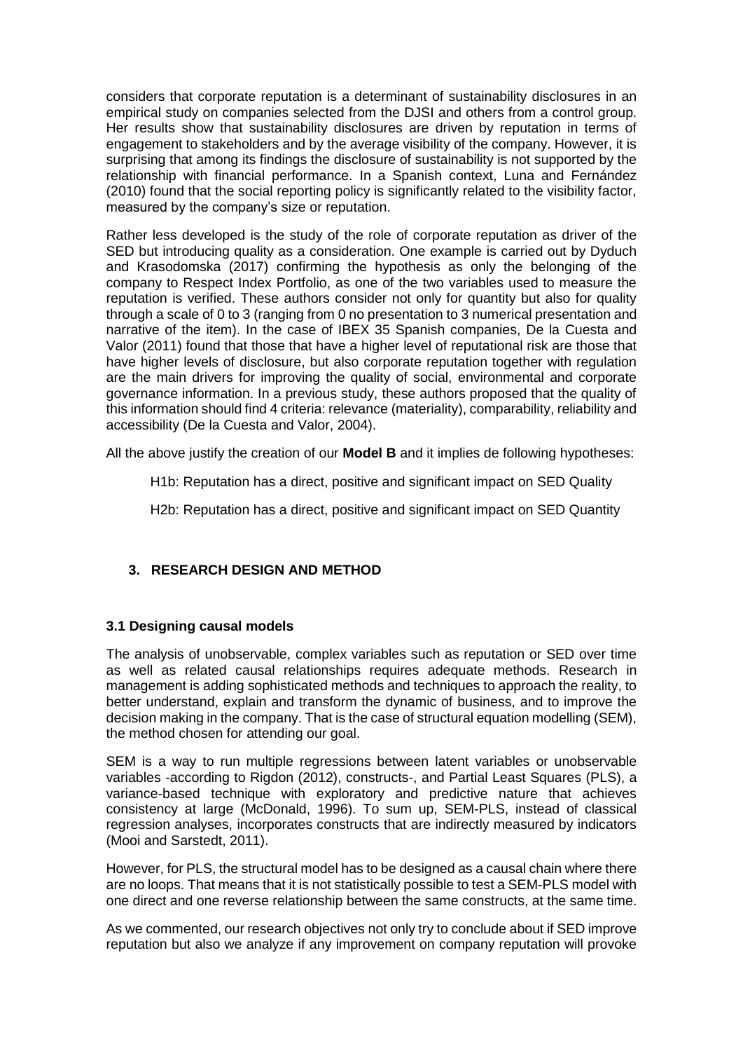considers that corporate reputation is a determinant of sustainability disclosures in an empirical study on companies selected from the DJSI and others from a control group. Her results show that sustainability disclosures are driven by reputation in terms of engagement to stakeholders and by the average visibility of the company. However, it is surprising that among its findings the disclosure of sustainability is not supported by the relationship with financial performance. In a Spanish context, Luna and Fernández (2010) found that the social reporting policy is significantly related to the visibility factor, measured by the company's size or reputation.

Rather less developed is the study of the role of corporate reputation as driver of the SED but introducing quality as a consideration. One example is carried out by Dyduch and Krasodomska (2017) confirming the hypothesis as only the belonging of the company to Respect Index Portfolio, as one of the two variables used to measure the reputation is verified. These authors consider not only for quantity but also for quality through a scale of 0 to 3 (ranging from 0 no presentation to 3 numerical presentation and narrative of the item). In the case of IBEX 35 Spanish companies, De la Cuesta and Valor (2011) found that those that have a higher level of reputational risk are those that have higher levels of disclosure, but also corporate reputation together with regulation are the main drivers for improving the quality of social, environmental and corporate governance information. In a previous study, these authors proposed that the quality of this information should find 4 criteria: relevance (materiality), comparability, reliability and accessibility (De la Cuesta and Valor, 2004).

All the above justify the creation of our **Model B** and it implies de following hypotheses:

H1b: Reputation has a direct, positive and significant impact on SED Quality

H2b: Reputation has a direct, positive and significant impact on SED Quantity

## 3. RESEARCH DESIGN AND METHOD

### 3.1 Designing causal models

The analysis of unobservable, complex variables such as reputation or SED over time as well as related causal relationships requires adequate methods. Research in management is adding sophisticated methods and techniques to approach the reality, to better understand, explain and transform the dynamic of business, and to improve the decision making in the company. That is the case of structural equation modelling (SEM), the method chosen for attending our goal.

SEM is a way to run multiple regressions between latent variables or unobservable variables -according to Rigdon (2012), constructs-, and Partial Least Squares (PLS), a variance-based technique with exploratory and predictive nature that achieves consistency at large (McDonald, 1996). To sum up, SEM-PLS, instead of classical regression analyses, incorporates constructs that are indirectly measured by indicators (Mooi and Sarstedt, 2011).

However, for PLS, the structural model has to be designed as a causal chain where there are no loops. That means that it is not statistically possible to test a SEM-PLS model with one direct and one reverse relationship between the same constructs, at the same time.

As we commented, our research objectives not only try to conclude about if SED improve reputation but also we analyze if any improvement on company reputation will provoke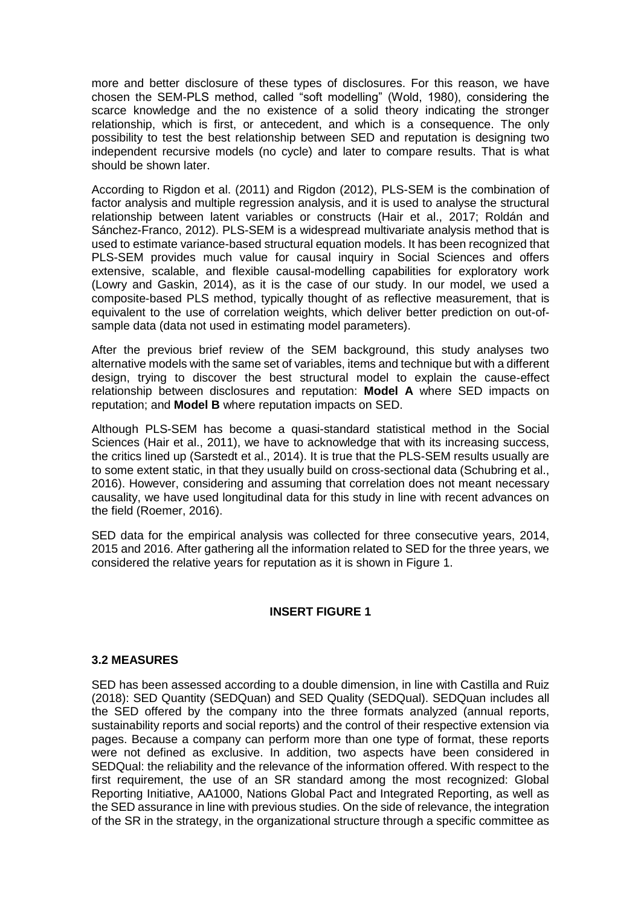more and better disclosure of these types of disclosures. For this reason, we have chosen the SEM-PLS method, called "soft modelling" (Wold, 1980), considering the scarce knowledge and the no existence of a solid theory indicating the stronger relationship, which is first, or antecedent, and which is a consequence. The only possibility to test the best relationship between SED and reputation is designing two independent recursive models (no cycle) and later to compare results. That is what should be shown later.

According to Rigdon et al. (2011) and Rigdon (2012), PLS-SEM is the combination of factor analysis and multiple regression analysis, and it is used to analyse the structural relationship between latent variables or constructs (Hair et al., 2017; Roldán and Sánchez-Franco, 2012). PLS-SEM is a widespread multivariate analysis method that is used to estimate variance-based structural equation models. It has been recognized that PLS-SEM provides much value for causal inquiry in Social Sciences and offers extensive, scalable, and flexible causal-modelling capabilities for exploratory work (Lowry and Gaskin, 2014), as it is the case of our study. In our model, we used a composite-based PLS method, typically thought of as reflective measurement, that is equivalent to the use of correlation weights, which deliver better prediction on out-of-sample data (data not used in estimating model parameters).

After the previous brief review of the SEM background, this study analyses two alternative models with the same set of variables, items and technique but with a different design, trying to discover the best structural model to explain the cause-effect relationship between disclosures and reputation: **Model A** where SED impacts on reputation; and **Model B** where reputation impacts on SED.

Although PLS-SEM has become a quasi-standard statistical method in the Social Sciences (Hair et al., 2011), we have to acknowledge that with its increasing success, the critics lined up (Sarstedt et al., 2014). It is true that the PLS-SEM results usually are to some extent static, in that they usually build on cross-sectional data (Schubring et al., 2016). However, considering and assuming that correlation does not meant necessary causality, we have used longitudinal data for this study in line with recent advances on the field (Roemer, 2016).

SED data for the empirical analysis was collected for three consecutive years, 2014, 2015 and 2016. After gathering all the information related to SED for the three years, we considered the relative years for reputation as it is shown in Figure 1.

**INSERT FIGURE 1**

### 3.2 MEASURES

SED has been assessed according to a double dimension, in line with Castilla and Ruiz (2018): SED Quantity (SEDQuan) and SED Quality (SEDQual). SEDQuan includes all the SED offered by the company into the three formats analyzed (annual reports, sustainability reports and social reports) and the control of their respective extension via pages. Because a company can perform more than one type of format, these reports were not defined as exclusive. In addition, two aspects have been considered in SEDQual: the reliability and the relevance of the information offered. With respect to the first requirement, the use of an SR standard among the most recognized: Global Reporting Initiative, AA1000, Nations Global Pact and Integrated Reporting, as well as the SED assurance in line with previous studies. On the side of relevance, the integration of the SR in the strategy, in the organizational structure through a specific committee as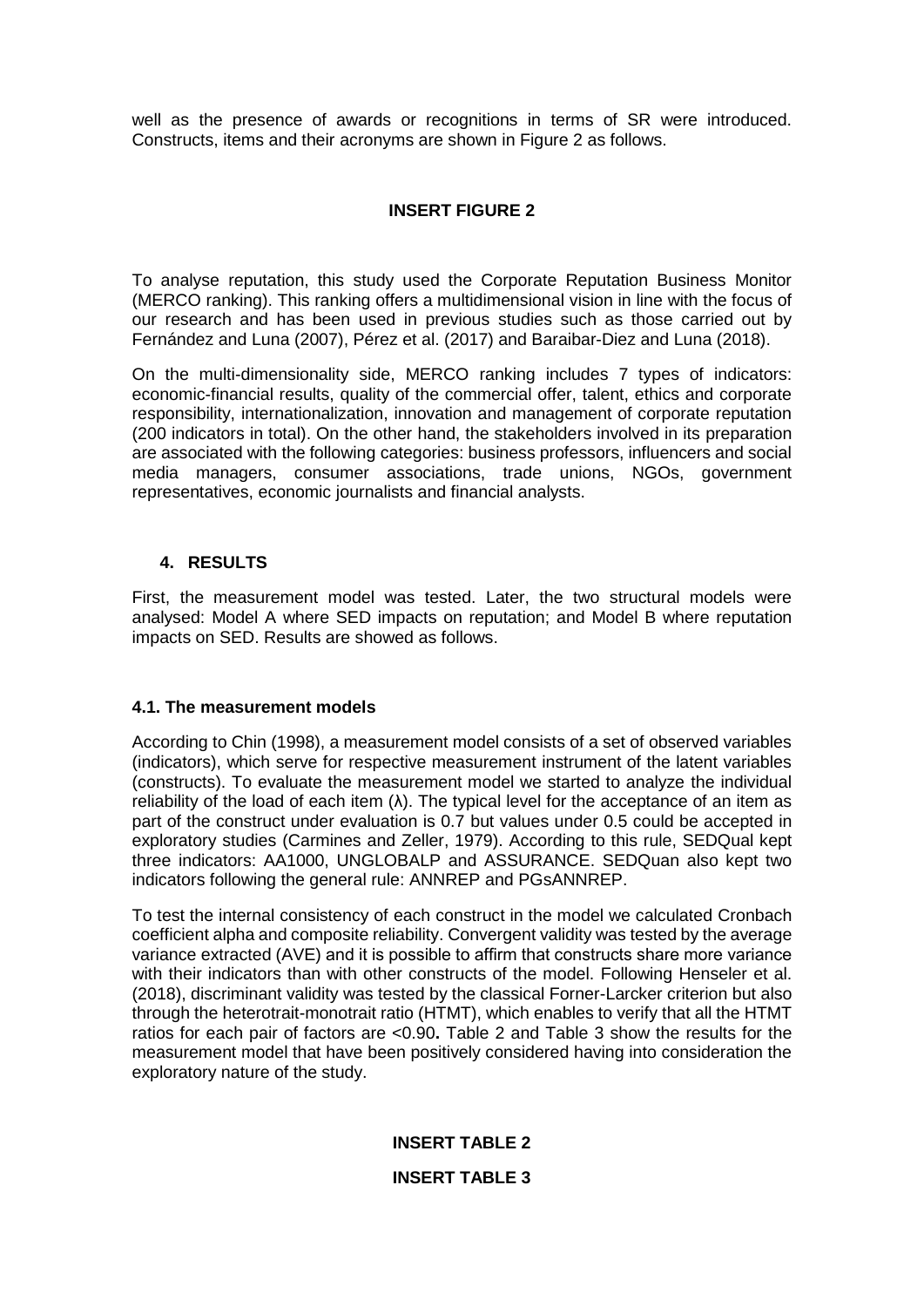well as the presence of awards or recognitions in terms of SR were introduced. Constructs, items and their acronyms are shown in Figure 2 as follows.

**INSERT FIGURE 2**

To analyse reputation, this study used the Corporate Reputation Business Monitor (MERCO ranking). This ranking offers a multidimensional vision in line with the focus of our research and has been used in previous studies such as those carried out by Fernández and Luna (2007), Pérez et al. (2017) and Baraibar-Diez and Luna (2018).

On the multi-dimensionality side, MERCO ranking includes 7 types of indicators: economic-financial results, quality of the commercial offer, talent, ethics and corporate responsibility, internationalization, innovation and management of corporate reputation (200 indicators in total). On the other hand, the stakeholders involved in its preparation are associated with the following categories: business professors, influencers and social media managers, consumer associations, trade unions, NGOs, government representatives, economic journalists and financial analysts.

## 4. RESULTS

First, the measurement model was tested. Later, the two structural models were analysed: Model A where SED impacts on reputation; and Model B where reputation impacts on SED. Results are showed as follows.

### 4.1. The measurement models

According to Chin (1998), a measurement model consists of a set of observed variables (indicators), which serve for respective measurement instrument of the latent variables (constructs). To evaluate the measurement model we started to analyze the individual reliability of the load of each item (λ). The typical level for the acceptance of an item as part of the construct under evaluation is 0.7 but values under 0.5 could be accepted in exploratory studies (Carmines and Zeller, 1979). According to this rule, SEDQual kept three indicators: AA1000, UNGLOBALP and ASSURANCE. SEDQuan also kept two indicators following the general rule: ANNREP and PGsANNREP.

To test the internal consistency of each construct in the model we calculated Cronbach coefficient alpha and composite reliability. Convergent validity was tested by the average variance extracted (AVE) and it is possible to affirm that constructs share more variance with their indicators than with other constructs of the model. Following Henseler et al. (2018), discriminant validity was tested by the classical Forner-Larcker criterion but also through the heterotrait-monotrait ratio (HTMT), which enables to verify that all the HTMT ratios for each pair of factors are <0.90**.** Table 2 and Table 3 show the results for the measurement model that have been positively considered having into consideration the exploratory nature of the study.

**INSERT TABLE 2**

**INSERT TABLE 3**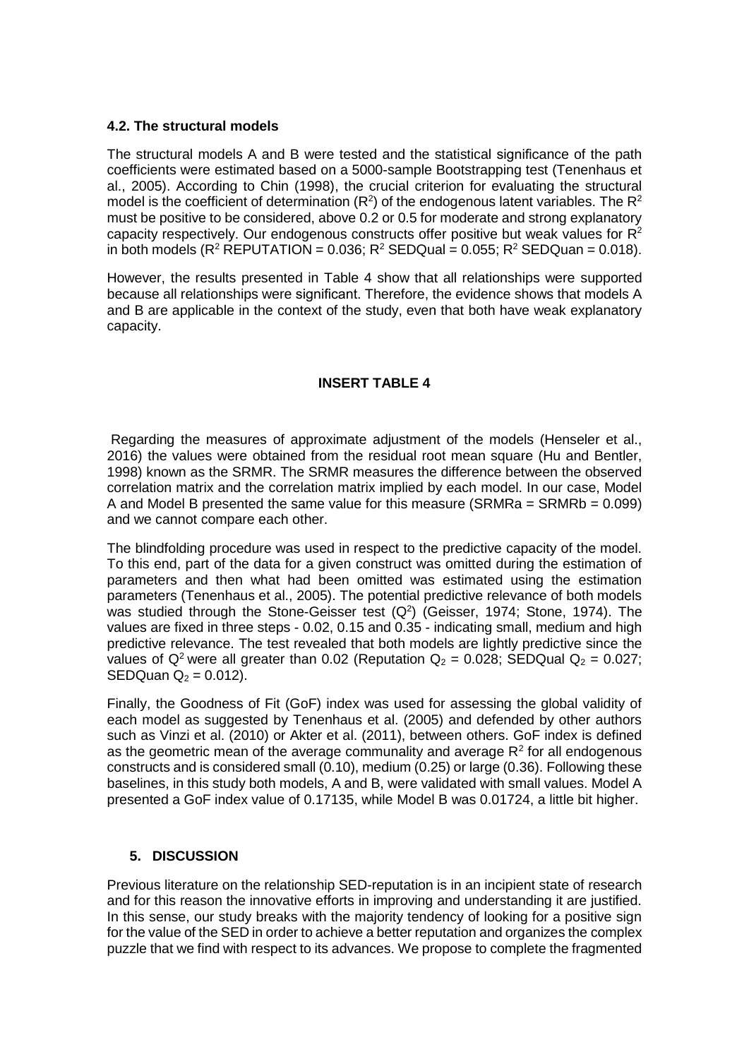### 4.2. The structural models

The structural models A and B were tested and the statistical significance of the path coefficients were estimated based on a 5000-sample Bootstrapping test (Tenenhaus et al., 2005). According to Chin (1998), the crucial criterion for evaluating the structural model is the coefficient of determination ($R^2$) of the endogenous latent variables. The $R^2$ must be positive to be considered, above 0.2 or 0.5 for moderate and strong explanatory capacity respectively. Our endogenous constructs offer positive but weak values for $R^2$ in both models ($R^2$ REPUTATION = 0.036; $R^2$ SEDQual = 0.055; $R^2$ SEDQuan = 0.018).

However, the results presented in Table 4 show that all relationships were supported because all relationships were significant. Therefore, the evidence shows that models A and B are applicable in the context of the study, even that both have weak explanatory capacity.

**INSERT TABLE 4**

Regarding the measures of approximate adjustment of the models (Henseler et al., 2016) the values were obtained from the residual root mean square (Hu and Bentler, 1998) known as the SRMR. The SRMR measures the difference between the observed correlation matrix and the correlation matrix implied by each model. In our case, Model A and Model B presented the same value for this measure (SRMRa = SRMRb = 0.099) and we cannot compare each other.

The blindfolding procedure was used in respect to the predictive capacity of the model. To this end, part of the data for a given construct was omitted during the estimation of parameters and then what had been omitted was estimated using the estimation parameters (Tenenhaus et al., 2005). The potential predictive relevance of both models was studied through the Stone-Geisser test ($Q^2$) (Geisser, 1974; Stone, 1974). The values are fixed in three steps - 0.02, 0.15 and 0.35 - indicating small, medium and high predictive relevance. The test revealed that both models are lightly predictive since the values of $Q^2$ were all greater than 0.02 (Reputation $Q_2$ = 0.028; SEDQual $Q_2$ = 0.027; SEDQuan $Q_2$ = 0.012).

Finally, the Goodness of Fit (GoF) index was used for assessing the global validity of each model as suggested by Tenenhaus et al. (2005) and defended by other authors such as Vinzi et al. (2010) or Akter et al. (2011), between others. GoF index is defined as the geometric mean of the average communality and average $R^2$ for all endogenous constructs and is considered small (0.10), medium (0.25) or large (0.36). Following these baselines, in this study both models, A and B, were validated with small values. Model A presented a GoF index value of 0.17135, while Model B was 0.01724, a little bit higher.

## 5. DISCUSSION

Previous literature on the relationship SED-reputation is in an incipient state of research and for this reason the innovative efforts in improving and understanding it are justified. In this sense, our study breaks with the majority tendency of looking for a positive sign for the value of the SED in order to achieve a better reputation and organizes the complex puzzle that we find with respect to its advances. We propose to complete the fragmented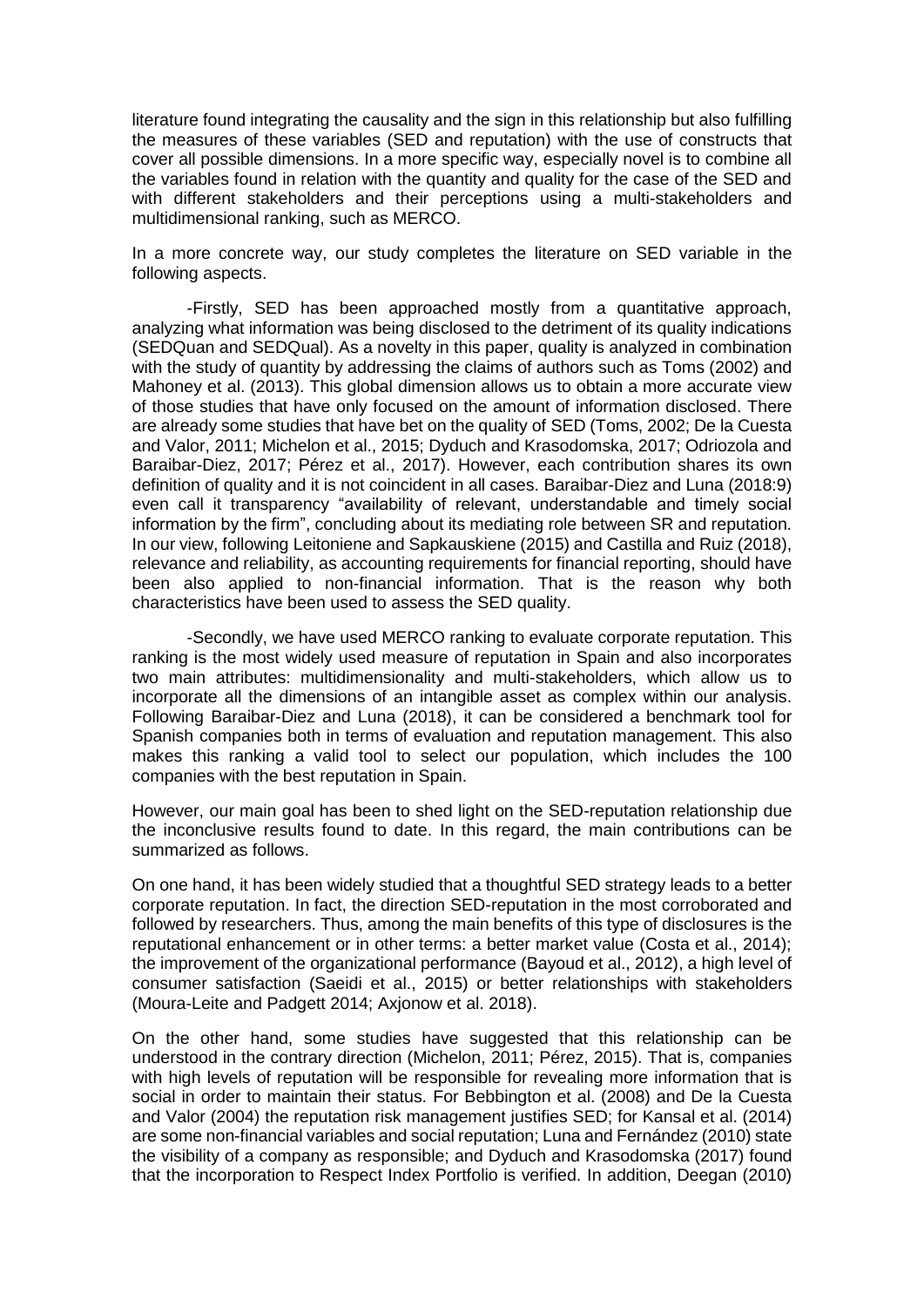literature found integrating the causality and the sign in this relationship but also fulfilling the measures of these variables (SED and reputation) with the use of constructs that cover all possible dimensions. In a more specific way, especially novel is to combine all the variables found in relation with the quantity and quality for the case of the SED and with different stakeholders and their perceptions using a multi-stakeholders and multidimensional ranking, such as MERCO.

In a more concrete way, our study completes the literature on SED variable in the following aspects.

-Firstly, SED has been approached mostly from a quantitative approach, analyzing what information was being disclosed to the detriment of its quality indications (SEDQuan and SEDQual). As a novelty in this paper, quality is analyzed in combination with the study of quantity by addressing the claims of authors such as Toms (2002) and Mahoney et al. (2013). This global dimension allows us to obtain a more accurate view of those studies that have only focused on the amount of information disclosed. There are already some studies that have bet on the quality of SED (Toms, 2002; De la Cuesta and Valor, 2011; Michelon et al., 2015; Dyduch and Krasodomska, 2017; Odriozola and Baraibar-Diez, 2017; Pérez et al., 2017). However, each contribution shares its own definition of quality and it is not coincident in all cases. Baraibar-Diez and Luna (2018:9) even call it transparency "availability of relevant, understandable and timely social information by the firm", concluding about its mediating role between SR and reputation. In our view, following Leitoniene and Sapkauskiene (2015) and Castilla and Ruiz (2018), relevance and reliability, as accounting requirements for financial reporting, should have been also applied to non-financial information. That is the reason why both characteristics have been used to assess the SED quality.

-Secondly, we have used MERCO ranking to evaluate corporate reputation. This ranking is the most widely used measure of reputation in Spain and also incorporates two main attributes: multidimensionality and multi-stakeholders, which allow us to incorporate all the dimensions of an intangible asset as complex within our analysis. Following Baraibar-Diez and Luna (2018), it can be considered a benchmark tool for Spanish companies both in terms of evaluation and reputation management. This also makes this ranking a valid tool to select our population, which includes the 100 companies with the best reputation in Spain.

However, our main goal has been to shed light on the SED-reputation relationship due the inconclusive results found to date. In this regard, the main contributions can be summarized as follows.

On one hand, it has been widely studied that a thoughtful SED strategy leads to a better corporate reputation. In fact, the direction SED-reputation in the most corroborated and followed by researchers. Thus, among the main benefits of this type of disclosures is the reputational enhancement or in other terms: a better market value (Costa et al., 2014); the improvement of the organizational performance (Bayoud et al., 2012), a high level of consumer satisfaction (Saeidi et al., 2015) or better relationships with stakeholders (Moura-Leite and Padgett 2014; Axjonow et al. 2018).

On the other hand, some studies have suggested that this relationship can be understood in the contrary direction (Michelon, 2011; Pérez, 2015). That is, companies with high levels of reputation will be responsible for revealing more information that is social in order to maintain their status. For Bebbington et al. (2008) and De la Cuesta and Valor (2004) the reputation risk management justifies SED; for Kansal et al. (2014) are some non-financial variables and social reputation; Luna and Fernández (2010) state the visibility of a company as responsible; and Dyduch and Krasodomska (2017) found that the incorporation to Respect Index Portfolio is verified. In addition, Deegan (2010)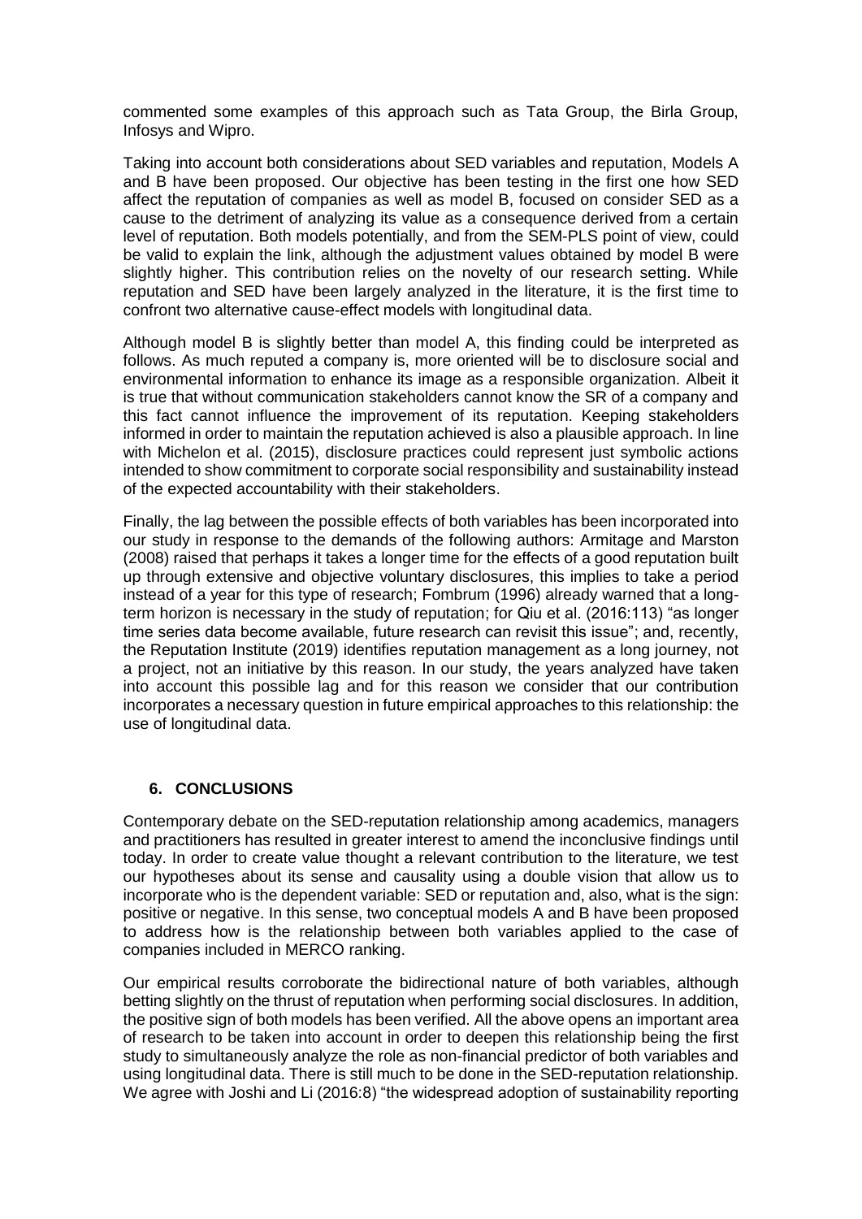commented some examples of this approach such as Tata Group, the Birla Group, Infosys and Wipro.

Taking into account both considerations about SED variables and reputation, Models A and B have been proposed. Our objective has been testing in the first one how SED affect the reputation of companies as well as model B, focused on consider SED as a cause to the detriment of analyzing its value as a consequence derived from a certain level of reputation. Both models potentially, and from the SEM-PLS point of view, could be valid to explain the link, although the adjustment values obtained by model B were slightly higher. This contribution relies on the novelty of our research setting. While reputation and SED have been largely analyzed in the literature, it is the first time to confront two alternative cause-effect models with longitudinal data.

Although model B is slightly better than model A, this finding could be interpreted as follows. As much reputed a company is, more oriented will be to disclosure social and environmental information to enhance its image as a responsible organization. Albeit it is true that without communication stakeholders cannot know the SR of a company and this fact cannot influence the improvement of its reputation. Keeping stakeholders informed in order to maintain the reputation achieved is also a plausible approach. In line with Michelon et al. (2015), disclosure practices could represent just symbolic actions intended to show commitment to corporate social responsibility and sustainability instead of the expected accountability with their stakeholders.

Finally, the lag between the possible effects of both variables has been incorporated into our study in response to the demands of the following authors: Armitage and Marston (2008) raised that perhaps it takes a longer time for the effects of a good reputation built up through extensive and objective voluntary disclosures, this implies to take a period instead of a year for this type of research; Fombrum (1996) already warned that a long-term horizon is necessary in the study of reputation; for Qiu et al. (2016:113) "as longer time series data become available, future research can revisit this issue"; and, recently, the Reputation Institute (2019) identifies reputation management as a long journey, not a project, not an initiative by this reason. In our study, the years analyzed have taken into account this possible lag and for this reason we consider that our contribution incorporates a necessary question in future empirical approaches to this relationship: the use of longitudinal data.

## 6. CONCLUSIONS

Contemporary debate on the SED-reputation relationship among academics, managers and practitioners has resulted in greater interest to amend the inconclusive findings until today. In order to create value thought a relevant contribution to the literature, we test our hypotheses about its sense and causality using a double vision that allow us to incorporate who is the dependent variable: SED or reputation and, also, what is the sign: positive or negative. In this sense, two conceptual models A and B have been proposed to address how is the relationship between both variables applied to the case of companies included in MERCO ranking.

Our empirical results corroborate the bidirectional nature of both variables, although betting slightly on the thrust of reputation when performing social disclosures. In addition, the positive sign of both models has been verified. All the above opens an important area of research to be taken into account in order to deepen this relationship being the first study to simultaneously analyze the role as non-financial predictor of both variables and using longitudinal data. There is still much to be done in the SED-reputation relationship. We agree with Joshi and Li (2016:8) "the widespread adoption of sustainability reporting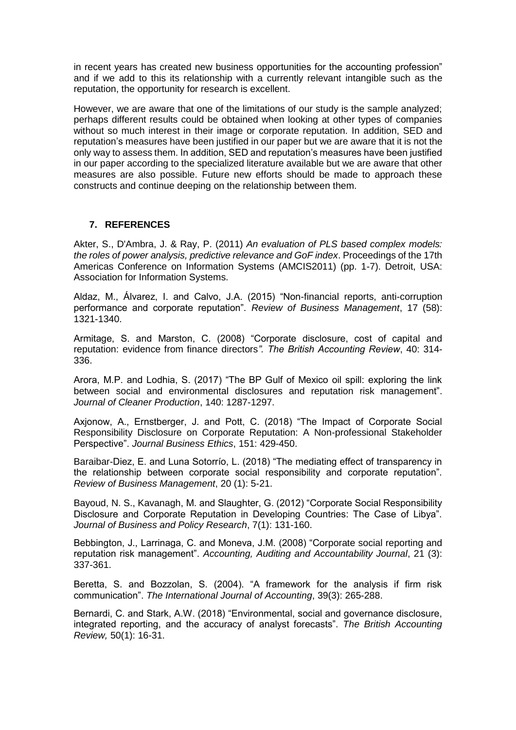in recent years has created new business opportunities for the accounting profession" and if we add to this its relationship with a currently relevant intangible such as the reputation, the opportunity for research is excellent.

However, we are aware that one of the limitations of our study is the sample analyzed; perhaps different results could be obtained when looking at other types of companies without so much interest in their image or corporate reputation. In addition, SED and reputation's measures have been justified in our paper but we are aware that it is not the only way to assess them. In addition, SED and reputation's measures have been justified in our paper according to the specialized literature available but we are aware that other measures are also possible. Future new efforts should be made to approach these constructs and continue deeping on the relationship between them.

## 7. REFERENCES

Akter, S., D'Ambra, J. & Ray, P. (2011) *An evaluation of PLS based complex models: the roles of power analysis, predictive relevance and GoF index*. Proceedings of the 17th Americas Conference on Information Systems (AMCIS2011) (pp. 1-7). Detroit, USA: Association for Information Systems.

Aldaz, M., Álvarez, I. and Calvo, J.A. (2015) "Non-financial reports, anti-corruption performance and corporate reputation". *Review of Business Management*, 17 (58): 1321-1340.

Armitage, S. and Marston, C. (2008) "Corporate disclosure, cost of capital and reputation: evidence from finance directors". *The British Accounting Review*, 40: 314-336.

Arora, M.P. and Lodhia, S. (2017) "The BP Gulf of Mexico oil spill: exploring the link between social and environmental disclosures and reputation risk management". *Journal of Cleaner Production*, 140: 1287-1297.

Axjonow, A., Ernstberger, J. and Pott, C. (2018) "The Impact of Corporate Social Responsibility Disclosure on Corporate Reputation: A Non-professional Stakeholder Perspective". *Journal Business Ethics*, 151: 429-450.

Baraibar-Diez, E. and Luna Sotorrío, L. (2018) "The mediating effect of transparency in the relationship between corporate social responsibility and corporate reputation". *Review of Business Management*, 20 (1): 5-21.

Bayoud, N. S., Kavanagh, M. and Slaughter, G. (2012) "Corporate Social Responsibility Disclosure and Corporate Reputation in Developing Countries: The Case of Libya". *Journal of Business and Policy Research*, 7(1): 131-160.

Bebbington, J., Larrinaga, C. and Moneva, J.M. (2008) "Corporate social reporting and reputation risk management". *Accounting, Auditing and Accountability Journal*, 21 (3): 337-361.

Beretta, S. and Bozzolan, S. (2004). "A framework for the analysis if firm risk communication". *The International Journal of Accounting*, 39(3): 265-288.

Bernardi, C. and Stark, A.W. (2018) "Environmental, social and governance disclosure, integrated reporting, and the accuracy of analyst forecasts". *The British Accounting Review,* 50(1): 16-31.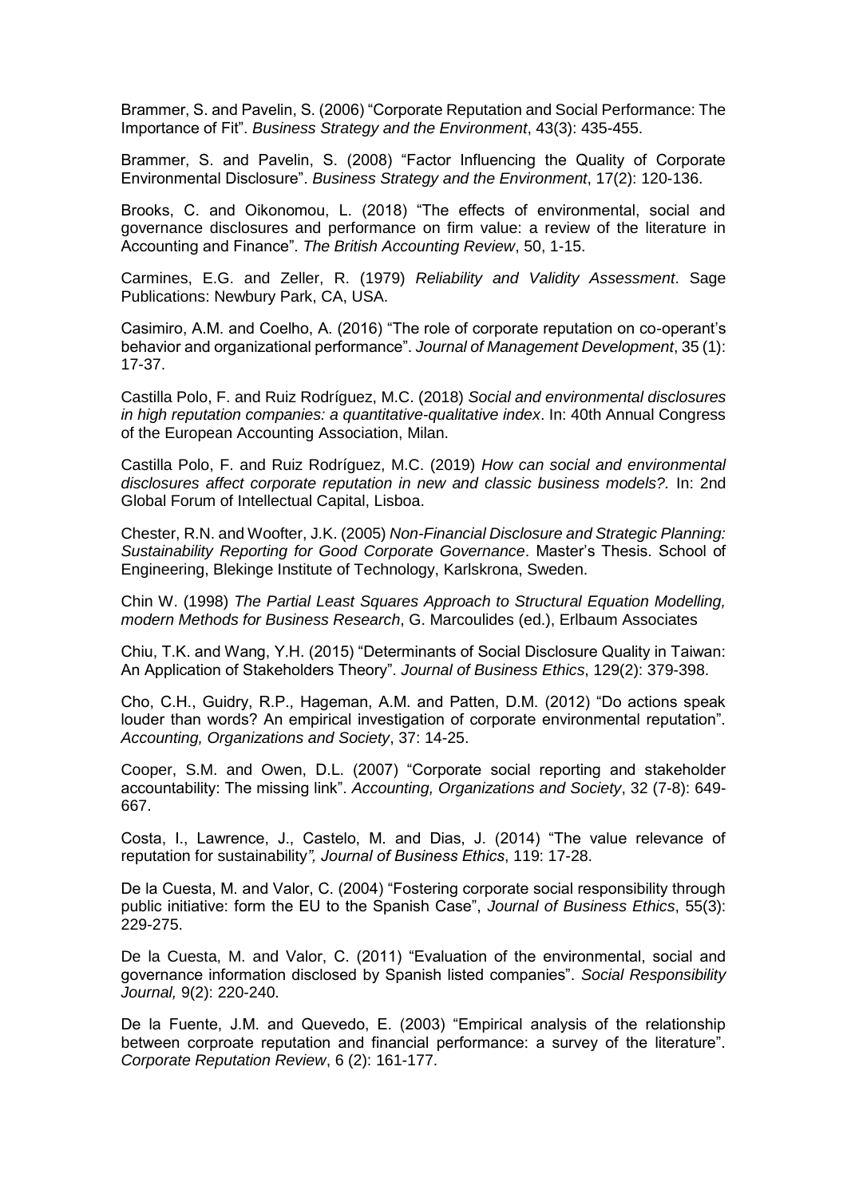Brammer, S. and Pavelin, S. (2006) “Corporate Reputation and Social Performance: The Importance of Fit”. *Business Strategy and the Environment*, 43(3): 435-455.

Brammer, S. and Pavelin, S. (2008) “Factor Influencing the Quality of Corporate Environmental Disclosure”. *Business Strategy and the Environment*, 17(2): 120-136.

Brooks, C. and Oikonomou, L. (2018) “The effects of environmental, social and governance disclosures and performance on firm value: a review of the literature in Accounting and Finance”. *The British Accounting Review*, 50, 1-15.

Carmines, E.G. and Zeller, R. (1979) *Reliability and Validity Assessment*. Sage Publications: Newbury Park, CA, USA.

Casimiro, A.M. and Coelho, A. (2016) “The role of corporate reputation on co-operant’s behavior and organizational performance”. *Journal of Management Development*, 35 (1): 17-37.

Castilla Polo, F. and Ruiz Rodríguez, M.C. (2018) *Social and environmental disclosures in high reputation companies: a quantitative-qualitative index*. In: 40th Annual Congress of the European Accounting Association, Milan.

Castilla Polo, F. and Ruiz Rodríguez, M.C. (2019) *How can social and environmental disclosures affect corporate reputation in new and classic business models?.* In: 2nd Global Forum of Intellectual Capital, Lisboa.

Chester, R.N. and Woofter, J.K. (2005) *Non-Financial Disclosure and Strategic Planning: Sustainability Reporting for Good Corporate Governance*. Master’s Thesis. School of Engineering, Blekinge Institute of Technology, Karlskrona, Sweden.

Chin W. (1998) *The Partial Least Squares Approach to Structural Equation Modelling, modern Methods for Business Research*, G. Marcoulides (ed.), Erlbaum Associates

Chiu, T.K. and Wang, Y.H. (2015) “Determinants of Social Disclosure Quality in Taiwan: An Application of Stakeholders Theory”. *Journal of Business Ethics*, 129(2): 379-398.

Cho, C.H., Guidry, R.P., Hageman, A.M. and Patten, D.M. (2012) “Do actions speak louder than words? An empirical investigation of corporate environmental reputation”. *Accounting, Organizations and Society*, 37: 14-25.

Cooper, S.M. and Owen, D.L. (2007) “Corporate social reporting and stakeholder accountability: The missing link”. *Accounting, Organizations and Society*, 32 (7-8): 649-667.

Costa, I., Lawrence, J., Castelo, M. and Dias, J. (2014) “The value relevance of reputation for sustainability*”, Journal of Business Ethics*, 119: 17-28.

De la Cuesta, M. and Valor, C. (2004) “Fostering corporate social responsibility through public initiative: form the EU to the Spanish Case”, *Journal of Business Ethics*, 55(3): 229-275.

De la Cuesta, M. and Valor, C. (2011) “Evaluation of the environmental, social and governance information disclosed by Spanish listed companies”. *Social Responsibility Journal,* 9(2): 220-240.

De la Fuente, J.M. and Quevedo, E. (2003) “Empirical analysis of the relationship between corproate reputation and financial performance: a survey of the literature”. *Corporate Reputation Review*, 6 (2): 161-177.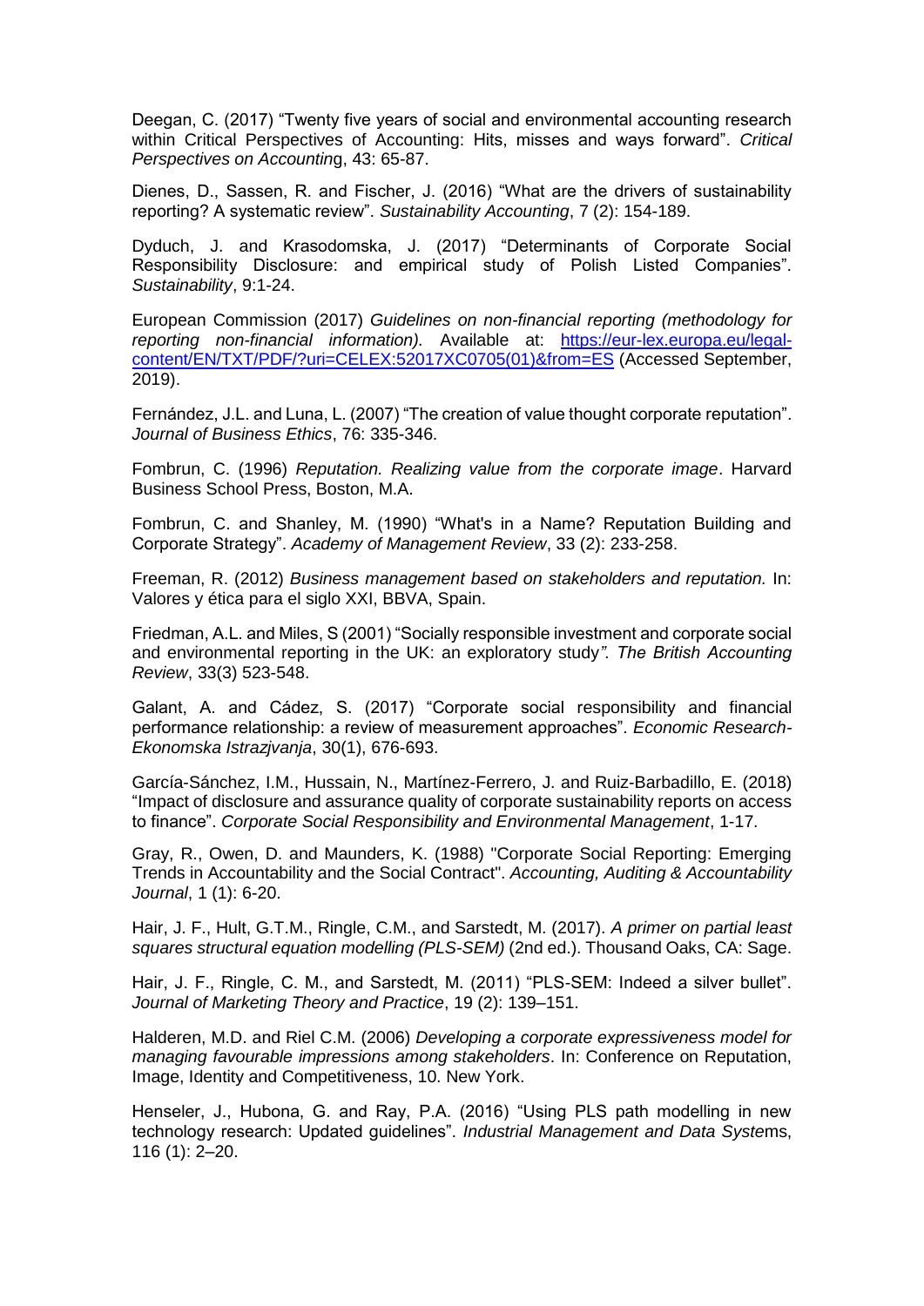Deegan, C. (2017) "Twenty five years of social and environmental accounting research within Critical Perspectives of Accounting: Hits, misses and ways forward". *Critical Perspectives on Accounting*, 43: 65-87.

Dienes, D., Sassen, R. and Fischer, J. (2016) "What are the drivers of sustainability reporting? A systematic review". *Sustainability Accounting*, 7 (2): 154-189.

Dyduch, J. and Krasodomska, J. (2017) "Determinants of Corporate Social Responsibility Disclosure: and empirical study of Polish Listed Companies". *Sustainability*, 9:1-24.

European Commission (2017) *Guidelines on non-financial reporting (methodology for reporting non-financial information).* Available at: [https://eur-lex.europa.eu/legal-content/EN/TXT/PDF/?uri=CELEX:52017XC0705(01)&from=ES](https://eur-lex.europa.eu/legal-content/EN/TXT/PDF/?uri=CELEX:52017XC0705(01)&from=ES) (Accessed September, 2019).

Fernández, J.L. and Luna, L. (2007) "The creation of value thought corporate reputation". *Journal of Business Ethics*, 76: 335-346.

Fombrun, C. (1996) *Reputation. Realizing value from the corporate image*. Harvard Business School Press, Boston, M.A.

Fombrun, C. and Shanley, M. (1990) "What's in a Name? Reputation Building and Corporate Strategy". *Academy of Management Review*, 33 (2): 233-258.

Freeman, R. (2012) *Business management based on stakeholders and reputation.* In: Valores y ética para el siglo XXI, BBVA, Spain.

Friedman, A.L. and Miles, S (2001) "Socially responsible investment and corporate social and environmental reporting in the UK: an exploratory study*". The British Accounting Review*, 33(3) 523-548.

Galant, A. and Cádez, S. (2017) "Corporate social responsibility and financial performance relationship: a review of measurement approaches". *Economic Research-Ekonomska Istrazjvanja*, 30(1), 676-693.

García-Sánchez, I.M., Hussain, N., Martínez-Ferrero, J. and Ruiz-Barbadillo, E. (2018) "Impact of disclosure and assurance quality of corporate sustainability reports on access to finance". *Corporate Social Responsibility and Environmental Management*, 1-17.

Gray, R., Owen, D. and Maunders, K. (1988) "Corporate Social Reporting: Emerging Trends in Accountability and the Social Contract". *Accounting, Auditing & Accountability Journal*, 1 (1): 6-20.

Hair, J. F., Hult, G.T.M., Ringle, C.M., and Sarstedt, M. (2017). *A primer on partial least squares structural equation modelling (PLS-SEM)* (2nd ed.). Thousand Oaks, CA: Sage.

Hair, J. F., Ringle, C. M., and Sarstedt, M. (2011) "PLS-SEM: Indeed a silver bullet". *Journal of Marketing Theory and Practice*, 19 (2): 139–151.

Halderen, M.D. and Riel C.M. (2006) *Developing a corporate expressiveness model for managing favourable impressions among stakeholders*. In: Conference on Reputation, Image, Identity and Competitiveness, 10. New York.

Henseler, J., Hubona, G. and Ray, P.A. (2016) "Using PLS path modelling in new technology research: Updated guidelines". *Industrial Management and Data Systems*, 116 (1): 2–20.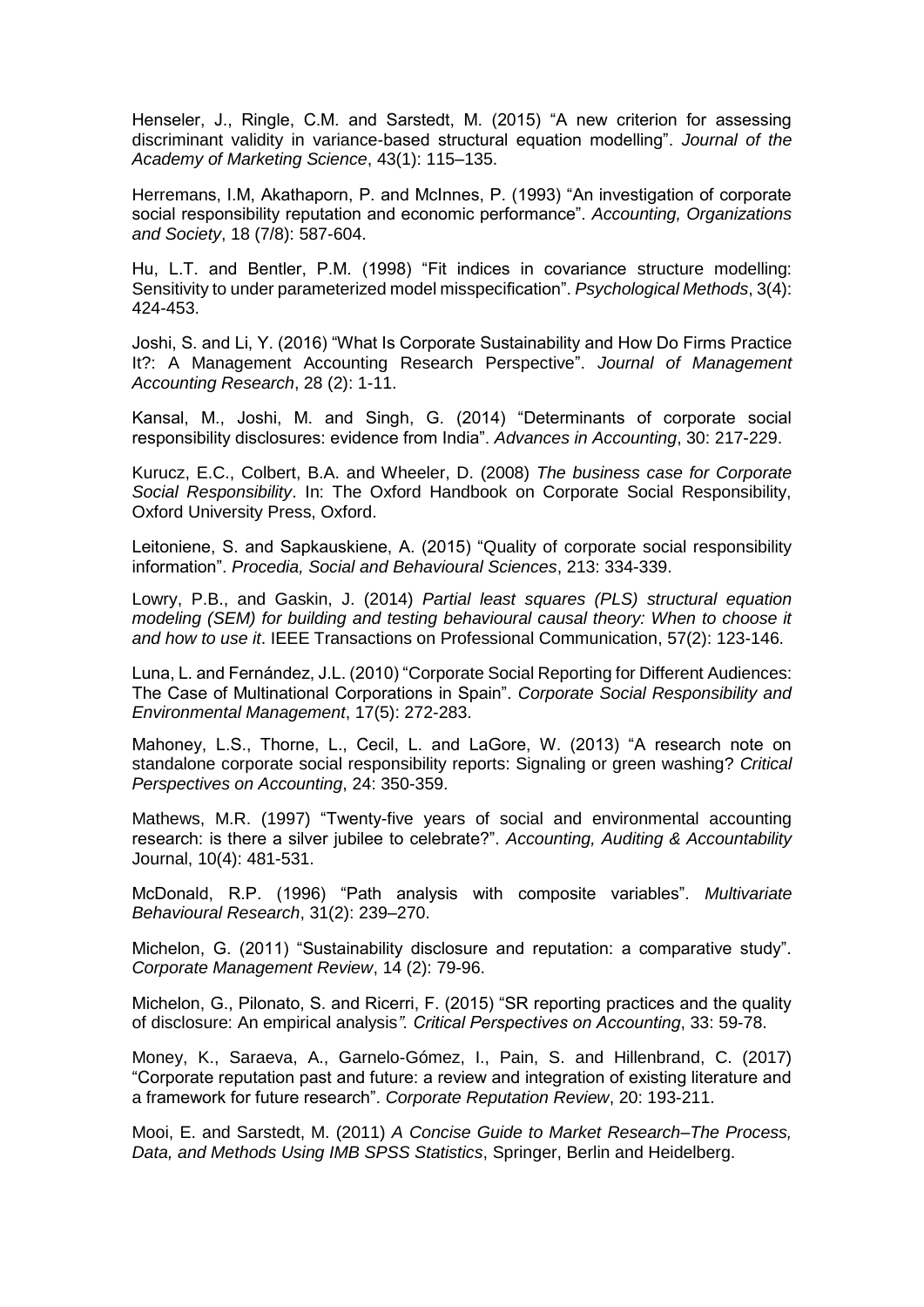Henseler, J., Ringle, C.M. and Sarstedt, M. (2015) “A new criterion for assessing discriminant validity in variance-based structural equation modelling”. *Journal of the Academy of Marketing Science*, 43(1): 115–135.

Herremans, I.M, Akathaporn, P. and McInnes, P. (1993) “An investigation of corporate social responsibility reputation and economic performance”. *Accounting, Organizations and Society*, 18 (7/8): 587-604.

Hu, L.T. and Bentler, P.M. (1998) “Fit indices in covariance structure modelling: Sensitivity to under parameterized model misspecification”. *Psychological Methods*, 3(4): 424-453.

Joshi, S. and Li, Y. (2016) “What Is Corporate Sustainability and How Do Firms Practice It?: A Management Accounting Research Perspective”. *Journal of Management Accounting Research*, 28 (2): 1-11.

Kansal, M., Joshi, M. and Singh, G. (2014) “Determinants of corporate social responsibility disclosures: evidence from India”. *Advances in Accounting*, 30: 217-229.

Kurucz, E.C., Colbert, B.A. and Wheeler, D. (2008) *The business case for Corporate Social Responsibility*. In: The Oxford Handbook on Corporate Social Responsibility, Oxford University Press, Oxford.

Leitoniene, S. and Sapkauskiene, A. (2015) “Quality of corporate social responsibility information”. *Procedia, Social and Behavioural Sciences*, 213: 334-339.

Lowry, P.B., and Gaskin, J. (2014) *Partial least squares (PLS) structural equation modeling (SEM) for building and testing behavioural causal theory: When to choose it and how to use it*. IEEE Transactions on Professional Communication, 57(2): 123-146.

Luna, L. and Fernández, J.L. (2010) “Corporate Social Reporting for Different Audiences: The Case of Multinational Corporations in Spain”. *Corporate Social Responsibility and Environmental Management*, 17(5): 272-283.

Mahoney, L.S., Thorne, L., Cecil, L. and LaGore, W. (2013) “A research note on standalone corporate social responsibility reports: Signaling or green washing? *Critical Perspectives on Accounting*, 24: 350-359.

Mathews, M.R. (1997) “Twenty-five years of social and environmental accounting research: is there a silver jubilee to celebrate?”. *Accounting, Auditing & Accountability* Journal, 10(4): 481-531.

McDonald, R.P. (1996) “Path analysis with composite variables”. *Multivariate Behavioural Research*, 31(2): 239–270.

Michelon, G. (2011) “Sustainability disclosure and reputation: a comparative study”. *Corporate Management Review*, 14 (2): 79-96.

Michelon, G., Pilonato, S. and Ricerri, F. (2015) “SR reporting practices and the quality of disclosure: An empirical analysis*”. Critical Perspectives on Accounting*, 33: 59-78.

Money, K., Saraeva, A., Garnelo-Gómez, I., Pain, S. and Hillenbrand, C. (2017) “Corporate reputation past and future: a review and integration of existing literature and a framework for future research”. *Corporate Reputation Review*, 20: 193-211.

Mooi, E. and Sarstedt, M. (2011) *A Concise Guide to Market Research–The Process, Data, and Methods Using IMB SPSS Statistics*, Springer, Berlin and Heidelberg.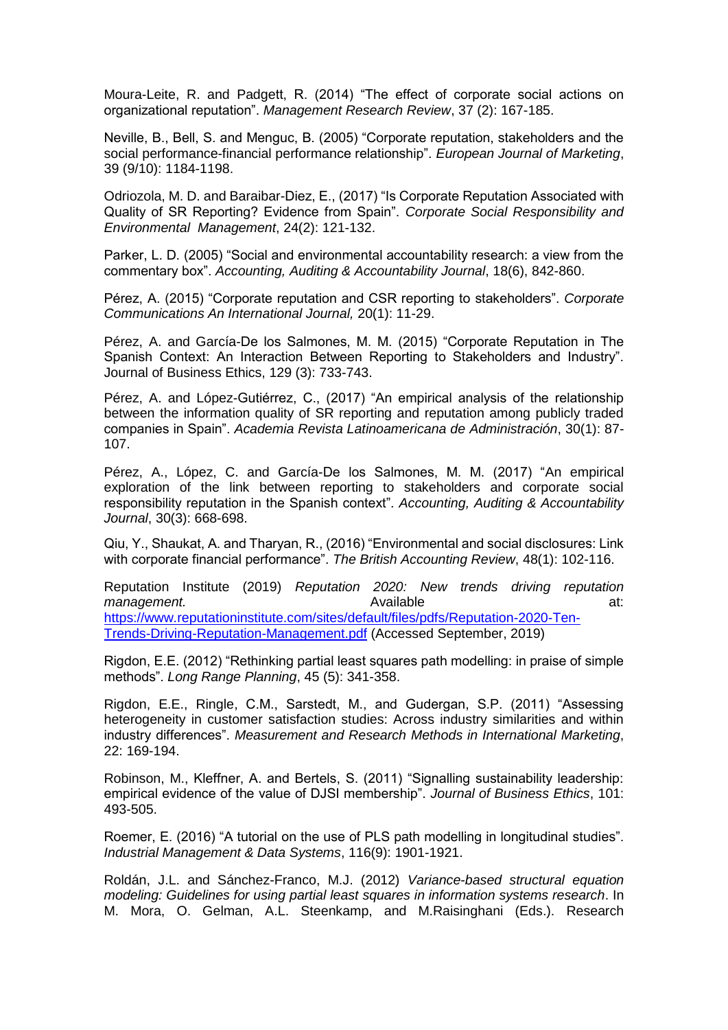Moura-Leite, R. and Padgett, R. (2014) "The effect of corporate social actions on organizational reputation". *Management Research Review*, 37 (2): 167-185.

Neville, B., Bell, S. and Menguc, B. (2005) "Corporate reputation, stakeholders and the social performance-financial performance relationship". *European Journal of Marketing*, 39 (9/10): 1184-1198.

Odriozola, M. D. and Baraibar-Diez, E., (2017) "Is Corporate Reputation Associated with Quality of SR Reporting? Evidence from Spain". *Corporate Social Responsibility and Environmental Management*, 24(2): 121-132.

Parker, L. D. (2005) "Social and environmental accountability research: a view from the commentary box". *Accounting, Auditing & Accountability Journal*, 18(6), 842-860.

Pérez, A. (2015) "Corporate reputation and CSR reporting to stakeholders". *Corporate Communications An International Journal,* 20(1): 11-29.

Pérez, A. and García-De los Salmones, M. M. (2015) "Corporate Reputation in The Spanish Context: An Interaction Between Reporting to Stakeholders and Industry". Journal of Business Ethics, 129 (3): 733-743.

Pérez, A. and López-Gutiérrez, C., (2017) "An empirical analysis of the relationship between the information quality of SR reporting and reputation among publicly traded companies in Spain". *Academia Revista Latinoamericana de Administración*, 30(1): 87-107.

Pérez, A., López, C. and García-De los Salmones, M. M. (2017) "An empirical exploration of the link between reporting to stakeholders and corporate social responsibility reputation in the Spanish context". *Accounting, Auditing & Accountability Journal*, 30(3): 668-698.

Qiu, Y., Shaukat, A. and Tharyan, R., (2016) "Environmental and social disclosures: Link with corporate financial performance". *The British Accounting Review*, 48(1): 102-116.

Reputation Institute (2019) *Reputation 2020: New trends driving reputation management.* Available at: https://www.reputationinstitute.com/sites/default/files/pdfs/Reputation-2020-Ten-Trends-Driving-Reputation-Management.pdf (Accessed September, 2019)

Rigdon, E.E. (2012) "Rethinking partial least squares path modelling: in praise of simple methods". *Long Range Planning*, 45 (5): 341-358.

Rigdon, E.E., Ringle, C.M., Sarstedt, M., and Gudergan, S.P. (2011) "Assessing heterogeneity in customer satisfaction studies: Across industry similarities and within industry differences". *Measurement and Research Methods in International Marketing*, 22: 169-194.

Robinson, M., Kleffner, A. and Bertels, S. (2011) "Signalling sustainability leadership: empirical evidence of the value of DJSI membership". *Journal of Business Ethics*, 101: 493-505.

Roemer, E. (2016) "A tutorial on the use of PLS path modelling in longitudinal studies". *Industrial Management & Data Systems*, 116(9): 1901-1921.

Roldán, J.L. and Sánchez-Franco, M.J. (2012) *Variance-based structural equation modeling: Guidelines for using partial least squares in information systems research*. In M. Mora, O. Gelman, A.L. Steenkamp, and M.Raisinghani (Eds.). Research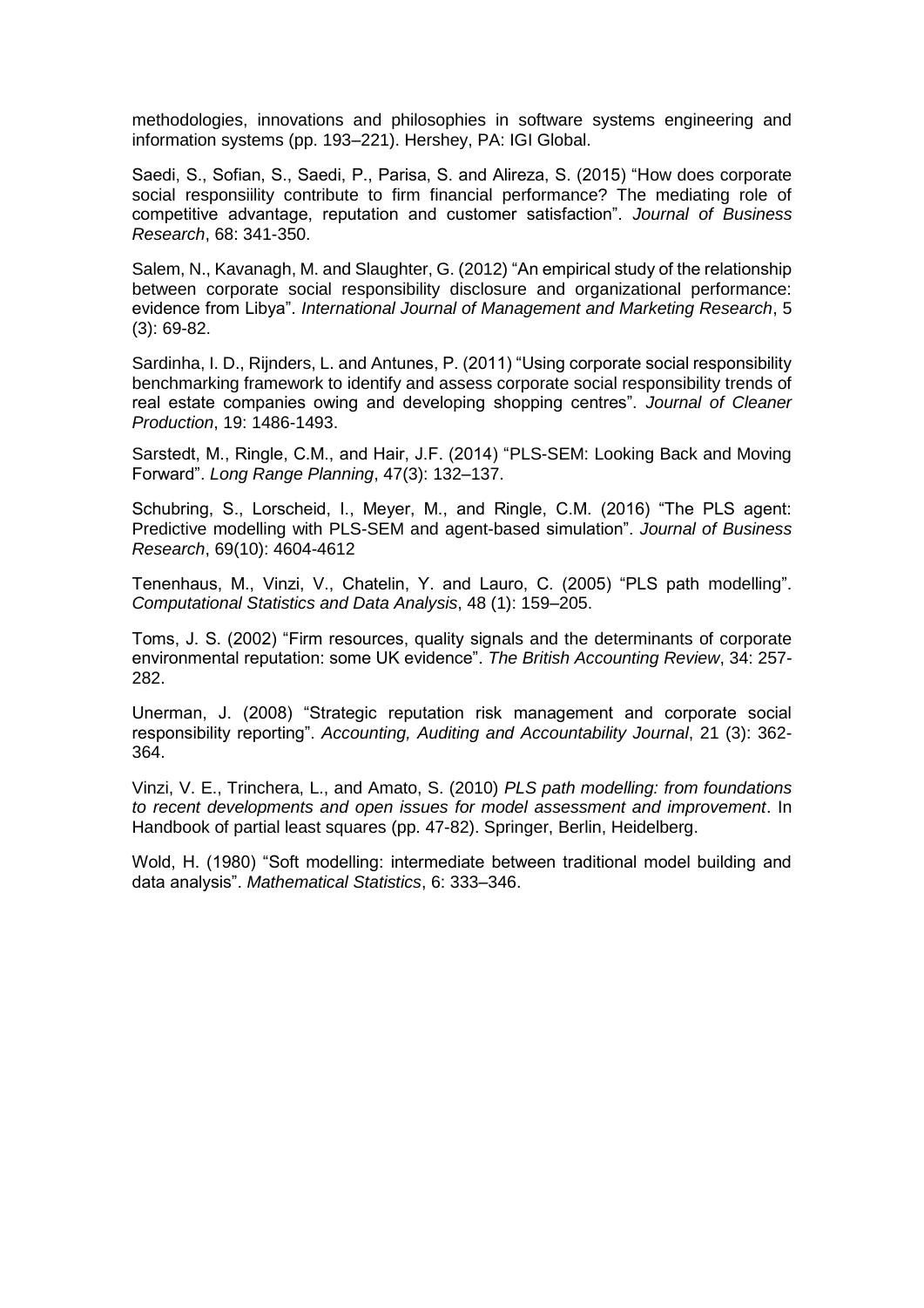methodologies, innovations and philosophies in software systems engineering and information systems (pp. 193–221). Hershey, PA: IGI Global.

Saedi, S., Sofian, S., Saedi, P., Parisa, S. and Alireza, S. (2015) "How does corporate social responsiility contribute to firm financial performance? The mediating role of competitive advantage, reputation and customer satisfaction". *Journal of Business Research*, 68: 341-350.

Salem, N., Kavanagh, M. and Slaughter, G. (2012) "An empirical study of the relationship between corporate social responsibility disclosure and organizational performance: evidence from Libya". *International Journal of Management and Marketing Research*, 5 (3): 69-82.

Sardinha, I. D., Rijnders, L. and Antunes, P. (2011) "Using corporate social responsibility benchmarking framework to identify and assess corporate social responsibility trends of real estate companies owing and developing shopping centres". *Journal of Cleaner Production*, 19: 1486-1493.

Sarstedt, M., Ringle, C.M., and Hair, J.F. (2014) "PLS-SEM: Looking Back and Moving Forward". *Long Range Planning*, 47(3): 132–137.

Schubring, S., Lorscheid, I., Meyer, M., and Ringle, C.M. (2016) "The PLS agent: Predictive modelling with PLS-SEM and agent-based simulation". *Journal of Business Research*, 69(10): 4604-4612

Tenenhaus, M., Vinzi, V., Chatelin, Y. and Lauro, C. (2005) "PLS path modelling". *Computational Statistics and Data Analysis*, 48 (1): 159–205.

Toms, J. S. (2002) "Firm resources, quality signals and the determinants of corporate environmental reputation: some UK evidence". *The British Accounting Review*, 34: 257-282.

Unerman, J. (2008) "Strategic reputation risk management and corporate social responsibility reporting". *Accounting, Auditing and Accountability Journal*, 21 (3): 362-364.

Vinzi, V. E., Trinchera, L., and Amato, S. (2010) *PLS path modelling: from foundations to recent developments and open issues for model assessment and improvement*. In Handbook of partial least squares (pp. 47-82). Springer, Berlin, Heidelberg.

Wold, H. (1980) "Soft modelling: intermediate between traditional model building and data analysis". *Mathematical Statistics*, 6: 333–346.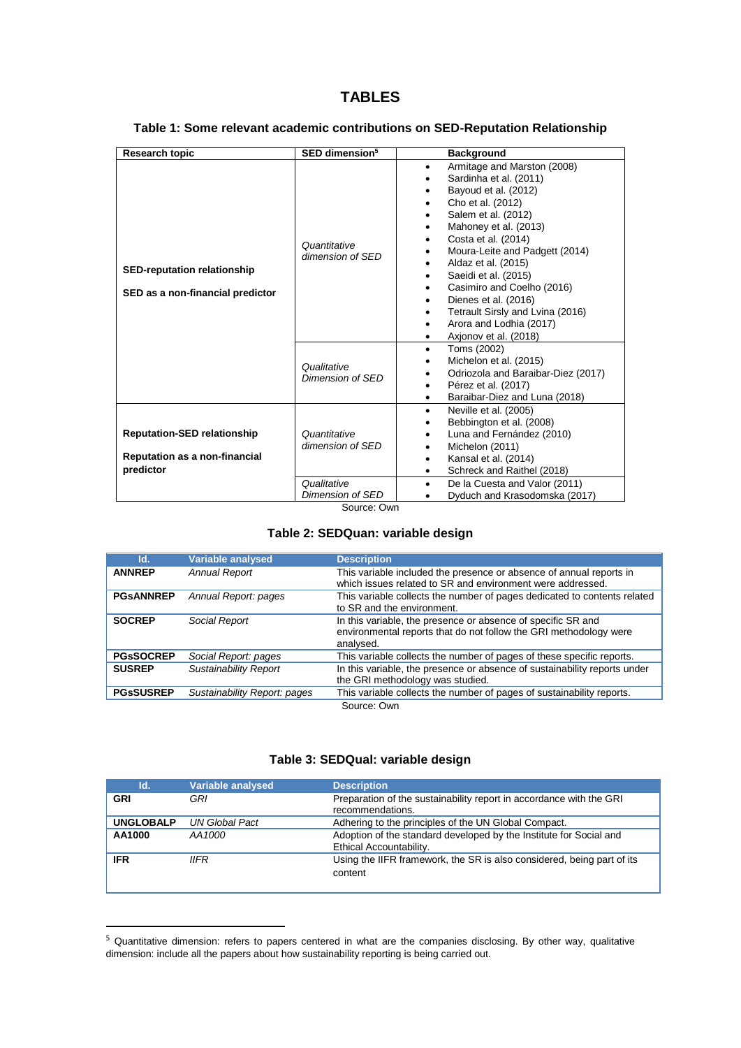# TABLES

### Table 1: Some relevant academic contributions on SED-Reputation Relationship

| Research topic | SED dimension[5] | Background |
|---|---|---|
| **SED-reputation relationship**<br><br>**SED as a non-financial predictor** | *Quantitative dimension of SED* | • Armitage and Marston (2008)<br>• Sardinha et al. (2011)<br>• Bayoud et al. (2012)<br>• Cho et al. (2012)<br>• Salem et al. (2012)<br>• Mahoney et al. (2013)<br>• Costa et al. (2014)<br>• Moura-Leite and Padgett (2014)<br>• Aldaz et al. (2015)<br>• Saeidi et al. (2015)<br>• Casimiro and Coelho (2016)<br>• Dienes et al. (2016)<br>• Tetrault Sirsly and Lvina (2016)<br>• Arora and Lodhia (2017)<br>• Axjonov et al. (2018) |
| | *Qualitative Dimension of SED* | • Toms (2002)<br>• Michelon et al. (2015)<br>• Odriozola and Baraibar-Diez (2017)<br>• Pérez et al. (2017)<br>• Baraibar-Diez and Luna (2018) |
| **Reputation-SED relationship**<br><br>**Reputation as a non-financial predictor** | *Quantitative dimension of SED* | • Neville et al. (2005)<br>• Bebbington et al. (2008)<br>• Luna and Fernández (2010)<br>• Michelon (2011)<br>• Kansal et al. (2014)<br>• Schreck and Raithel (2018) |
| | *Qualitative Dimension of SED* | • De la Cuesta and Valor (2011)<br>• Dyduch and Krasodomska (2017) |

Source: Own

### Table 2: SEDQuan: variable design

| Id. | Variable analysed | Description |
|---|---|---|
| **ANNREP** | *Annual Report* | This variable included the presence or absence of annual reports in which issues related to SR and environment were addressed. |
| **PGsANNREP** | *Annual Report: pages* | This variable collects the number of pages dedicated to contents related to SR and the environment. |
| **SOCREP** | *Social Report* | In this variable, the presence or absence of specific SR and environmental reports that do not follow the GRI methodology were analysed. |
| **PGsSOCREP** | *Social Report: pages* | This variable collects the number of pages of these specific reports. |
| **SUSREP** | *Sustainability Report* | In this variable, the presence or absence of sustainability reports under the GRI methodology was studied. |
| **PGsSUSREP** | *Sustainability Report: pages* | This variable collects the number of pages of sustainability reports. |

Source: Own

### Table 3: SEDQual: variable design

| Id. | Variable analysed | Description |
|---|---|---|
| **GRI** | *GRI* | Preparation of the sustainability report in accordance with the GRI recommendations. |
| **UNGLOBALP** | *UN Global Pact* | Adhering to the principles of the UN Global Compact. |
| **AA1000** | *AA1000* | Adoption of the standard developed by the Institute for Social and Ethical Accountability. |
| **IFR** | *IIFR* | Using the IIFR framework, the SR is also considered, being part of its content |

[5] Quantitative dimension: refers to papers centered in what are the companies disclosing. By other way, qualitative dimension: include all the papers about how sustainability reporting is being carried out.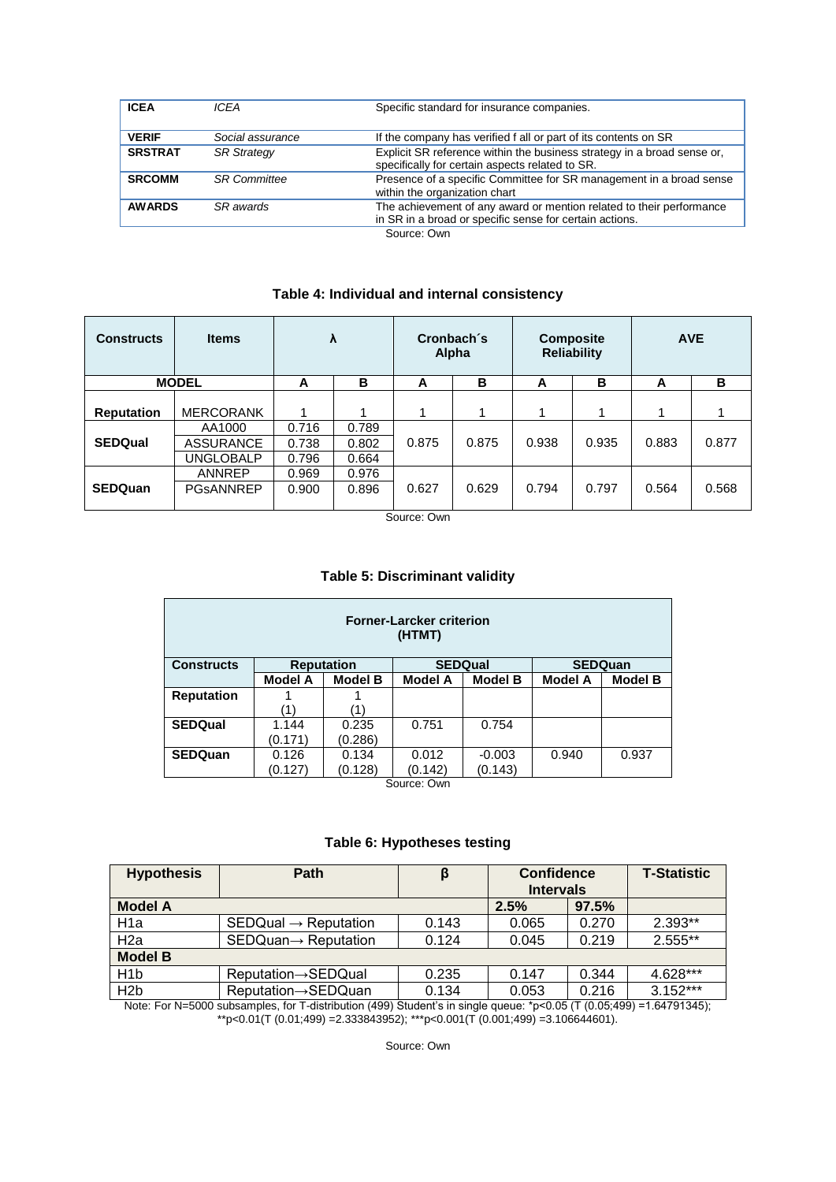| ICEA | ICEA | Specific standard for insurance companies. |
|---|---|---|
| VERIF | Social assurance | If the company has verified f all or part of its contents on SR |
| SRSTRAT | SR Strategy | Explicit SR reference within the business strategy in a broad sense or, specifically for certain aspects related to SR. |
| SRCOMM | SR Committee | Presence of a specific Committee for SR management in a broad sense within the organization chart |
| AWARDS | SR awards | The achievement of any award or mention related to their performance in SR in a broad or specific sense for certain actions. |

Source: Own

### Table 4: Individual and internal consistency

| Constructs | Items | λ | | Cronbach´s Alpha | | Composite Reliability | | AVE | |
|---|---|---|---|---|---|---|---|---|---|
| MODEL | | A | B | A | B | A | B | A | B |
| Reputation | MERCORANK | 1 | 1 | 1 | 1 | 1 | 1 | 1 | 1 |
| SEDQual | AA1000 | 0.716 | 0.789 | 0.875 | 0.875 | 0.938 | 0.935 | 0.883 | 0.877 |
| | ASSURANCE | 0.738 | 0.802 | | | | | | |
| | UNGLOBALP | 0.796 | 0.664 | | | | | | |
| SEDQuan | ANNREP | 0.969 | 0.976 | 0.627 | 0.629 | 0.794 | 0.797 | 0.564 | 0.568 |
| | PGsANNREP | 0.900 | 0.896 | | | | | | |

Source: Own

### Table 5: Discriminant validity

| Forner-Larcker criterion (HTMT) | | | | | | |
|---|---|---|---|---|---|---|
| Constructs | Reputation | | SEDQual | | SEDQuan | |
| | Model A | Model B | Model A | Model B | Model A | Model B |
| Reputation | 1 (1) | 1 (1) | | | | |
| SEDQual | 1.144 (0.171) | 0.235 (0.286) | 0.751 | 0.754 | | |
| SEDQuan | 0.126 (0.127) | 0.134 (0.128) | 0.012 (0.142) | -0.003 (0.143) | 0.940 | 0.937 |

Source: Own

### Table 6: Hypotheses testing

| Hypothesis | Path | β | Confidence Intervals | | T-Statistic |
|---|---|---|---|---|---|
| Model A | | | 2.5% | 97.5% | |
| H1a | SEDQual → Reputation | 0.143 | 0.065 | 0.270 | 2.393** |
| H2a | SEDQuan→ Reputation | 0.124 | 0.045 | 0.219 | 2.555** |
| Model B | | | | | |
| H1b | Reputation→SEDQual | 0.235 | 0.147 | 0.344 | 4.628*** |
| H2b | Reputation→SEDQuan | 0.134 | 0.053 | 0.216 | 3.152*** |

Note: For N=5000 subsamples, for T-distribution (499) Student's in single queue: *p<0.05 (T (0.05;499) =1.64791345); **p<0.01(T (0.01;499) =2.333843952); ***p<0.001(T (0.001;499) =3.106644601).

Source: Own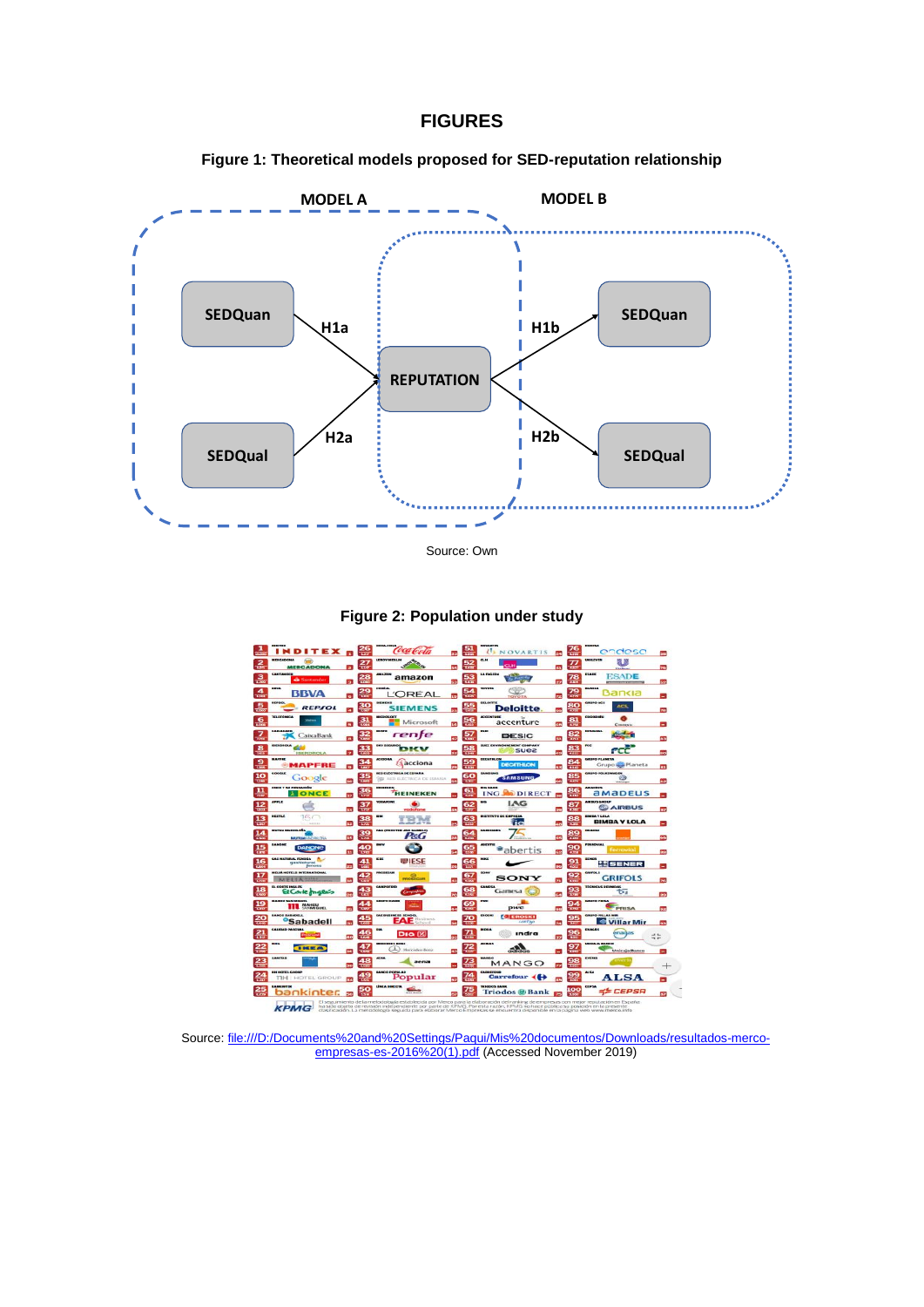# FIGURES

**Figure 1: Theoretical models proposed for SED-reputation relationship**

Source: Own

**Figure 2: Population under study**

Source: file:///D:/Documents%20and%20Settings/Paqui/Mis%20documentos/Downloads/resultados-merco-empresas-es-2016%20(1).pdf (Accessed November 2019)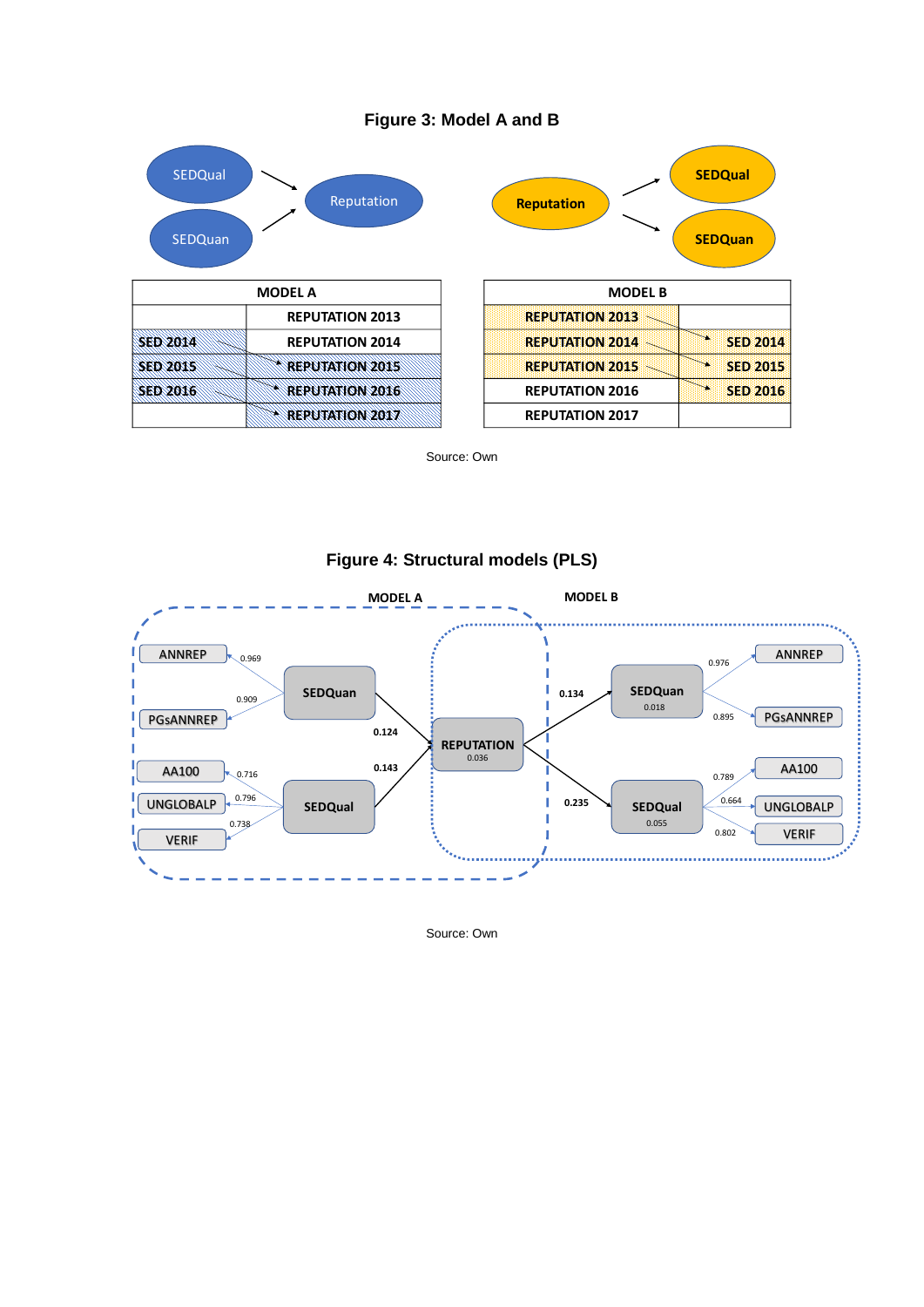**Figure 3: Model A and B**

SEDQual
SEDQuan
Reputation

Reputation
SEDQual
SEDQuan

| MODEL A | |
|---|---|
| | REPUTATION 2013 |
| SED 2014 | REPUTATION 2014 |
| SED 2015 | REPUTATION 2015 |
| SED 2016 | REPUTATION 2016 |
| | REPUTATION 2017 |

| MODEL B | |
|---|---|
| REPUTATION 2013 | |
| REPUTATION 2014 | SED 2014 |
| REPUTATION 2015 | SED 2015 |
| REPUTATION 2016 | SED 2016 |
| REPUTATION 2017 | |

Source: Own

**Figure 4: Structural models (PLS)**

MODEL A

MODEL B

ANNREP
0.969
PGsANNREP
0.909
SEDQuan
0.124
AA100
0.716
UNGLOBALP
0.796
VERIF
0.738
SEDQual
0.143
REPUTATION
0.036
0.134
0.235
SEDQuan
0.018
0.976
ANNREP
0.895
PGsANNREP
SEDQual
0.055
0.789
AA100
0.664
UNGLOBALP
0.802
VERIF

Source: Own